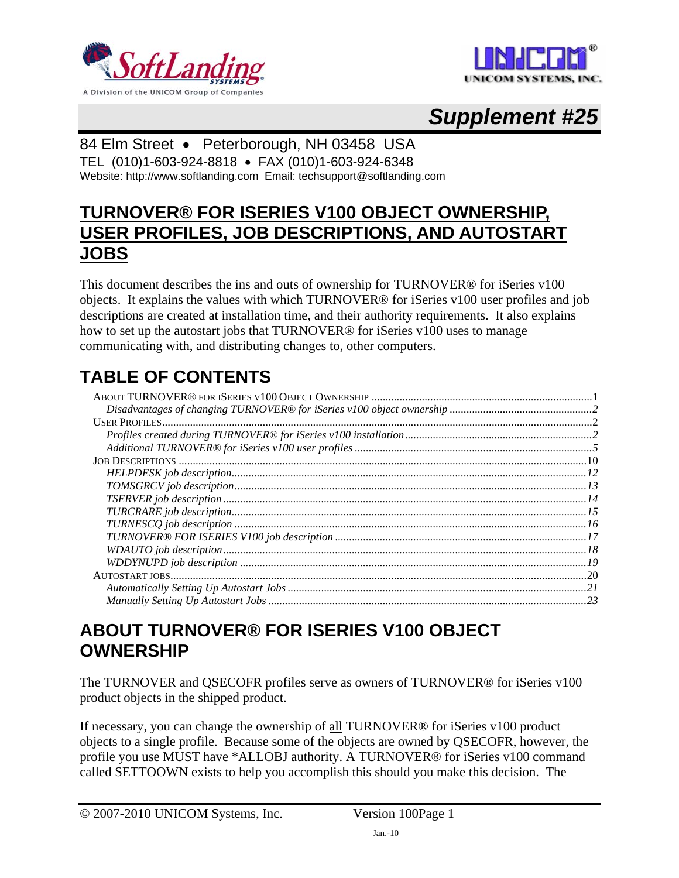**Supplement #25**

84 Elm Street • Peterborough, NH 03458 USA
TEL (010)1-603-924-8818 • FAX (010)1-603-924-6348
Website: http://www.softlanding.com Email: techsupport@softlanding.com

# TURNOVER® FOR ISERIES V100 OBJECT OWNERSHIP, USER PROFILES, JOB DESCRIPTIONS, AND AUTOSTART JOBS

This document describes the ins and outs of ownership for TURNOVER® for iSeries v100 objects. It explains the values with which TURNOVER® for iSeries v100 user profiles and job descriptions are created at installation time, and their authority requirements. It also explains how to set up the autostart jobs that TURNOVER® for iSeries v100 uses to manage communicating with, and distributing changes to, other computers.

## TABLE OF CONTENTS

- ABOUT TURNOVER® FOR ISERIES V100 OBJECT OWNERSHIP .......... 1
  - *Disadvantages of changing TURNOVER® for iSeries v100 object ownership* .......... 2
- USER PROFILES .......... 2
  - *Profiles created during TURNOVER® for iSeries v100 installation* .......... 2
  - *Additional TURNOVER® for iSeries v100 user profiles* .......... 5
- JOB DESCRIPTIONS .......... 10
  - *HELPDESK job description* .......... 12
  - *TOMSGRCV job description* .......... 13
  - *TSERVER job description* .......... 14
  - *TURCRARE job description* .......... 15
  - *TURNESCQ job description* .......... 16
  - *TURNOVER® FOR ISERIES V100 job description* .......... 17
  - *WDAUTO job description* .......... 18
  - *WDDYNUPD job description* .......... 19
- AUTOSTART JOBS .......... 20
  - *Automatically Setting Up Autostart Jobs* .......... 21
  - *Manually Setting Up Autostart Jobs* .......... 23

## ABOUT TURNOVER® FOR ISERIES V100 OBJECT OWNERSHIP

The TURNOVER and QSECOFR profiles serve as owners of TURNOVER® for iSeries v100 product objects in the shipped product.

If necessary, you can change the ownership of all TURNOVER® for iSeries v100 product objects to a single profile. Because some of the objects are owned by QSECOFR, however, the profile you use MUST have *ALLOBJ authority. A TURNOVER® for iSeries v100 command called SETTOOWN exists to help you accomplish this should you make this decision. The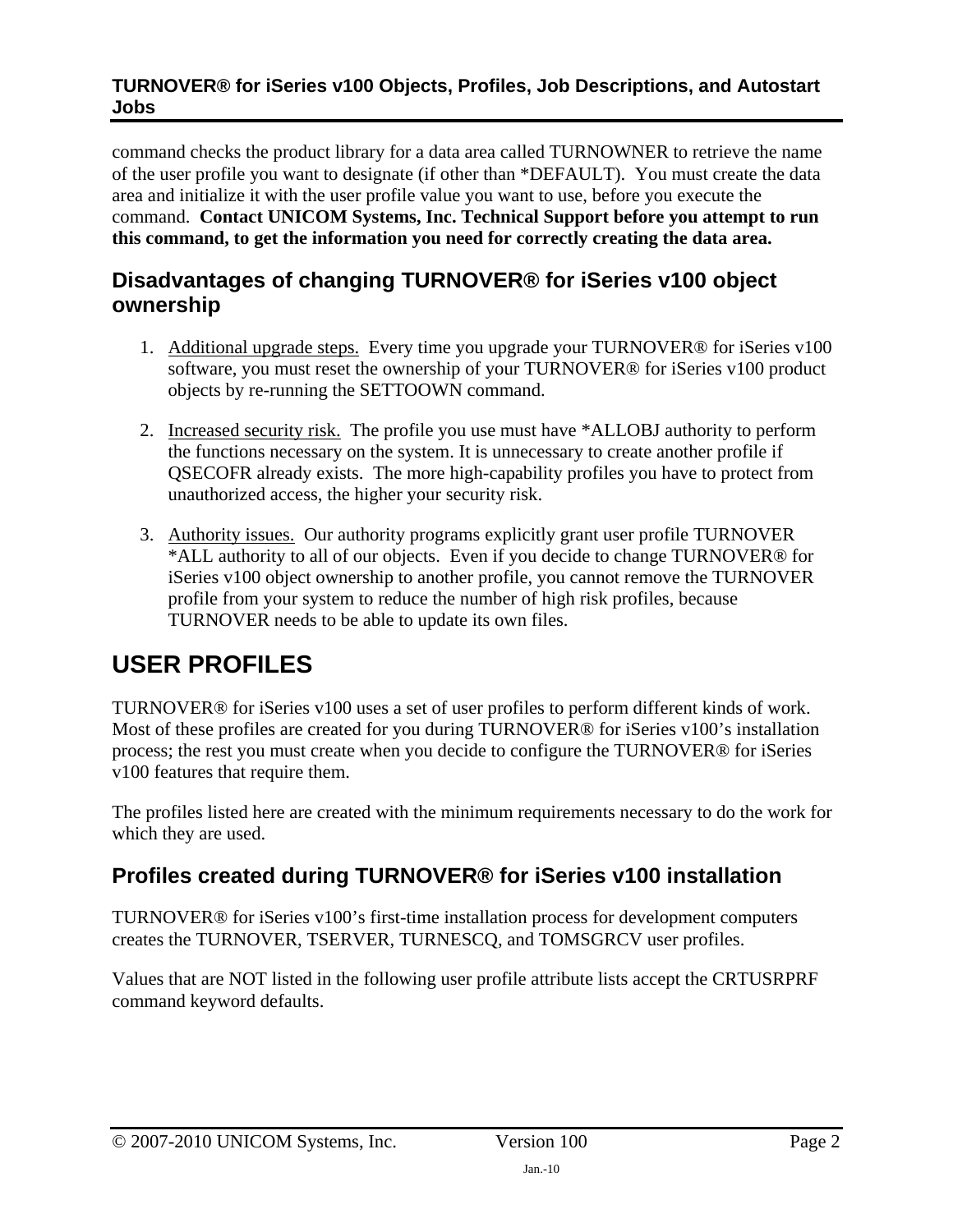command checks the product library for a data area called TURNOWNER to retrieve the name of the user profile you want to designate (if other than *DEFAULT). You must create the data area and initialize it with the user profile value you want to use, before you execute the command. **Contact UNICOM Systems, Inc. Technical Support before you attempt to run this command, to get the information you need for correctly creating the data area.**

## Disadvantages of changing TURNOVER® for iSeries v100 object ownership

1. Additional upgrade steps. Every time you upgrade your TURNOVER® for iSeries v100 software, you must reset the ownership of your TURNOVER® for iSeries v100 product objects by re-running the SETTOOWN command.

2. Increased security risk. The profile you use must have *ALLOBJ authority to perform the functions necessary on the system. It is unnecessary to create another profile if QSECOFR already exists. The more high-capability profiles you have to protect from unauthorized access, the higher your security risk.

3. Authority issues. Our authority programs explicitly grant user profile TURNOVER *ALL authority to all of our objects. Even if you decide to change TURNOVER® for iSeries v100 object ownership to another profile, you cannot remove the TURNOVER profile from your system to reduce the number of high risk profiles, because TURNOVER needs to be able to update its own files.

# USER PROFILES

TURNOVER® for iSeries v100 uses a set of user profiles to perform different kinds of work. Most of these profiles are created for you during TURNOVER® for iSeries v100's installation process; the rest you must create when you decide to configure the TURNOVER® for iSeries v100 features that require them.

The profiles listed here are created with the minimum requirements necessary to do the work for which they are used.

## Profiles created during TURNOVER® for iSeries v100 installation

TURNOVER® for iSeries v100's first-time installation process for development computers creates the TURNOVER, TSERVER, TURNESCQ, and TOMSGRCV user profiles.

Values that are NOT listed in the following user profile attribute lists accept the CRTUSRPRF command keyword defaults.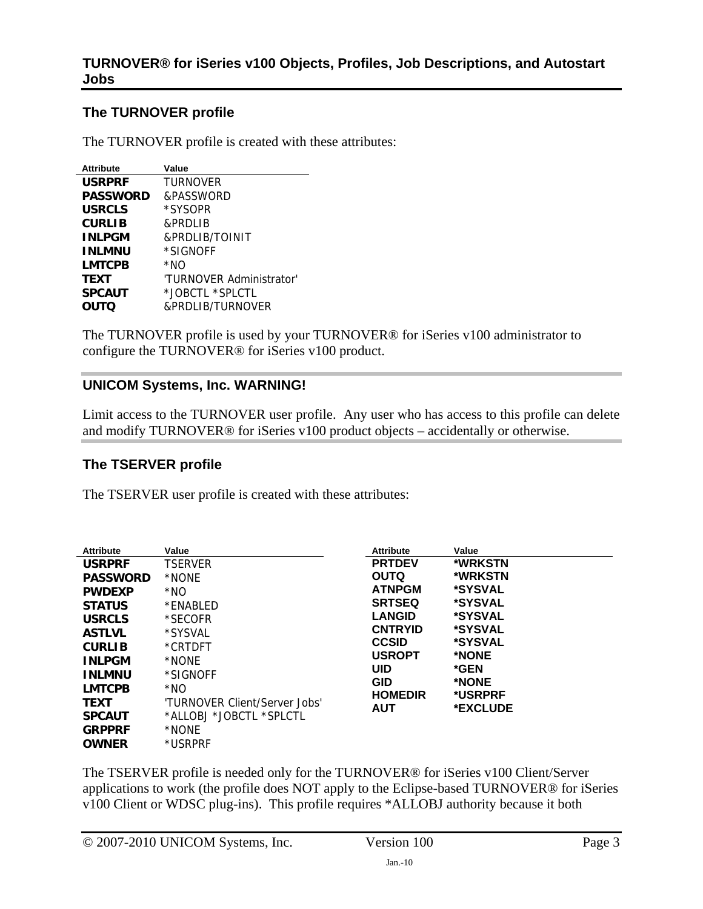# TURNOVER® for iSeries v100 Objects, Profiles, Job Descriptions, and Autostart Jobs

## The TURNOVER profile

The TURNOVER profile is created with these attributes:

| Attribute | Value |
|---|---|
| **USRPRF** | TURNOVER |
| **PASSWORD** | &PASSWORD |
| **USRCLS** | *SYSOPR |
| **CURLIB** | &PRDLIB |
| **INLPGM** | &PRDLIB/TOINIT |
| **INLMNU** | *SIGNOFF |
| **LMTCPB** | *NO |
| **TEXT** | 'TURNOVER Administrator' |
| **SPCAUT** | *JOBCTL *SPLCTL |
| **OUTQ** | &PRDLIB/TURNOVER |

The TURNOVER profile is used by your TURNOVER® for iSeries v100 administrator to configure the TURNOVER® for iSeries v100 product.

## UNICOM Systems, Inc. WARNING!

Limit access to the TURNOVER user profile. Any user who has access to this profile can delete and modify TURNOVER® for iSeries v100 product objects – accidentally or otherwise.

## The TSERVER profile

The TSERVER user profile is created with these attributes:

| Attribute | Value |
|---|---|
| **USRPRF** | TSERVER |
| **PASSWORD** | *NONE |
| **PWDEXP** | *NO |
| **STATUS** | *ENABLED |
| **USRCLS** | *SECOFR |
| **ASTLVL** | *SYSVAL |
| **CURLIB** | *CRTDFT |
| **INLPGM** | *NONE |
| **INLMNU** | *SIGNOFF |
| **LMTCPB** | *NO |
| **TEXT** | 'TURNOVER Client/Server Jobs' |
| **SPCAUT** | *ALLOBJ *JOBCTL *SPLCTL |
| **GRPPRF** | *NONE |
| **OWNER** | *USRPRF |

| Attribute | Value |
|---|---|
| **PRTDEV** | ***WRKSTN** |
| **OUTQ** | ***WRKSTN** |
| **ATNPGM** | ***SYSVAL** |
| **SRTSEQ** | ***SYSVAL** |
| **LANGID** | ***SYSVAL** |
| **CNTRYID** | ***SYSVAL** |
| **CCSID** | ***SYSVAL** |
| **USROPT** | ***NONE** |
| **UID** | ***GEN** |
| **GID** | ***NONE** |
| **HOMEDIR** | ***USRPRF** |
| **AUT** | ***EXCLUDE** |

The TSERVER profile is needed only for the TURNOVER® for iSeries v100 Client/Server applications to work (the profile does NOT apply to the Eclipse-based TURNOVER® for iSeries v100 Client or WDSC plug-ins). This profile requires *ALLOBJ authority because it both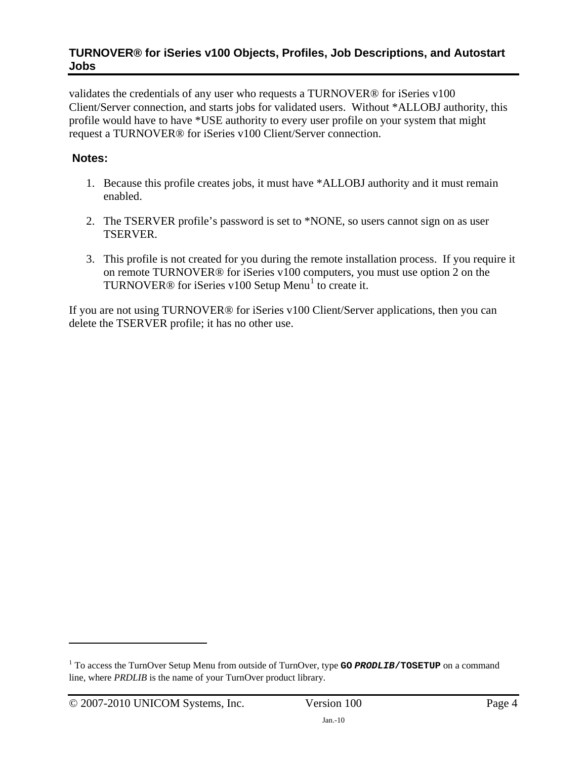validates the credentials of any user who requests a TURNOVER® for iSeries v100 Client/Server connection, and starts jobs for validated users. Without *ALLOBJ authority, this profile would have to have *USE authority to every user profile on your system that might request a TURNOVER® for iSeries v100 Client/Server connection.

**Notes:**

1. Because this profile creates jobs, it must have *ALLOBJ authority and it must remain enabled.

2. The TSERVER profile's password is set to *NONE, so users cannot sign on as user TSERVER.

3. This profile is not created for you during the remote installation process. If you require it on remote TURNOVER® for iSeries v100 computers, you must use option 2 on the TURNOVER® for iSeries v100 Setup Menu[1] to create it.

If you are not using TURNOVER® for iSeries v100 Client/Server applications, then you can delete the TSERVER profile; it has no other use.

---

[1] To access the TurnOver Setup Menu from outside of TurnOver, type **GO *PRODLIB*/TOSETUP** on a command line, where *PRDLIB* is the name of your TurnOver product library.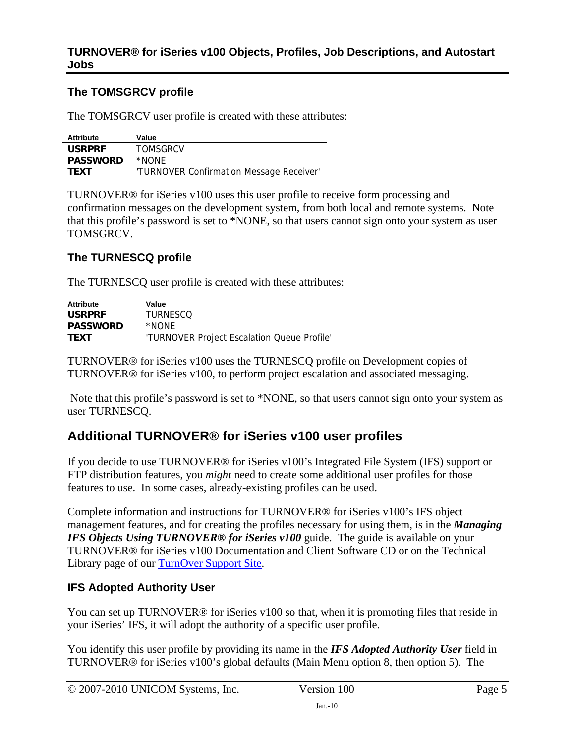### The TOMSGRCV profile

The TOMSGRCV user profile is created with these attributes:

| Attribute | Value |
| --- | --- |
| **USRPRF** | TOMSGRCV |
| **PASSWORD** | *NONE |
| **TEXT** | 'TURNOVER Confirmation Message Receiver' |

TURNOVER® for iSeries v100 uses this user profile to receive form processing and confirmation messages on the development system, from both local and remote systems. Note that this profile's password is set to *NONE, so that users cannot sign onto your system as user TOMSGRCV.

### The TURNESCQ profile

The TURNESCQ user profile is created with these attributes:

| Attribute | Value |
| --- | --- |
| **USRPRF** | TURNESCQ |
| **PASSWORD** | *NONE |
| **TEXT** | 'TURNOVER Project Escalation Queue Profile' |

TURNOVER® for iSeries v100 uses the TURNESCQ profile on Development copies of TURNOVER® for iSeries v100, to perform project escalation and associated messaging.

Note that this profile's password is set to *NONE, so that users cannot sign onto your system as user TURNESCQ.

## Additional TURNOVER® for iSeries v100 user profiles

If you decide to use TURNOVER® for iSeries v100's Integrated File System (IFS) support or FTP distribution features, you *might* need to create some additional user profiles for those features to use. In some cases, already-existing profiles can be used.

Complete information and instructions for TURNOVER® for iSeries v100's IFS object management features, and for creating the profiles necessary for using them, is in the ***Managing IFS Objects Using TURNOVER® for iSeries v100*** guide. The guide is available on your TURNOVER® for iSeries v100 Documentation and Client Software CD or on the Technical Library page of our TurnOver Support Site.

### IFS Adopted Authority User

You can set up TURNOVER® for iSeries v100 so that, when it is promoting files that reside in your iSeries' IFS, it will adopt the authority of a specific user profile.

You identify this user profile by providing its name in the ***IFS Adopted Authority User*** field in TURNOVER® for iSeries v100's global defaults (Main Menu option 8, then option 5). The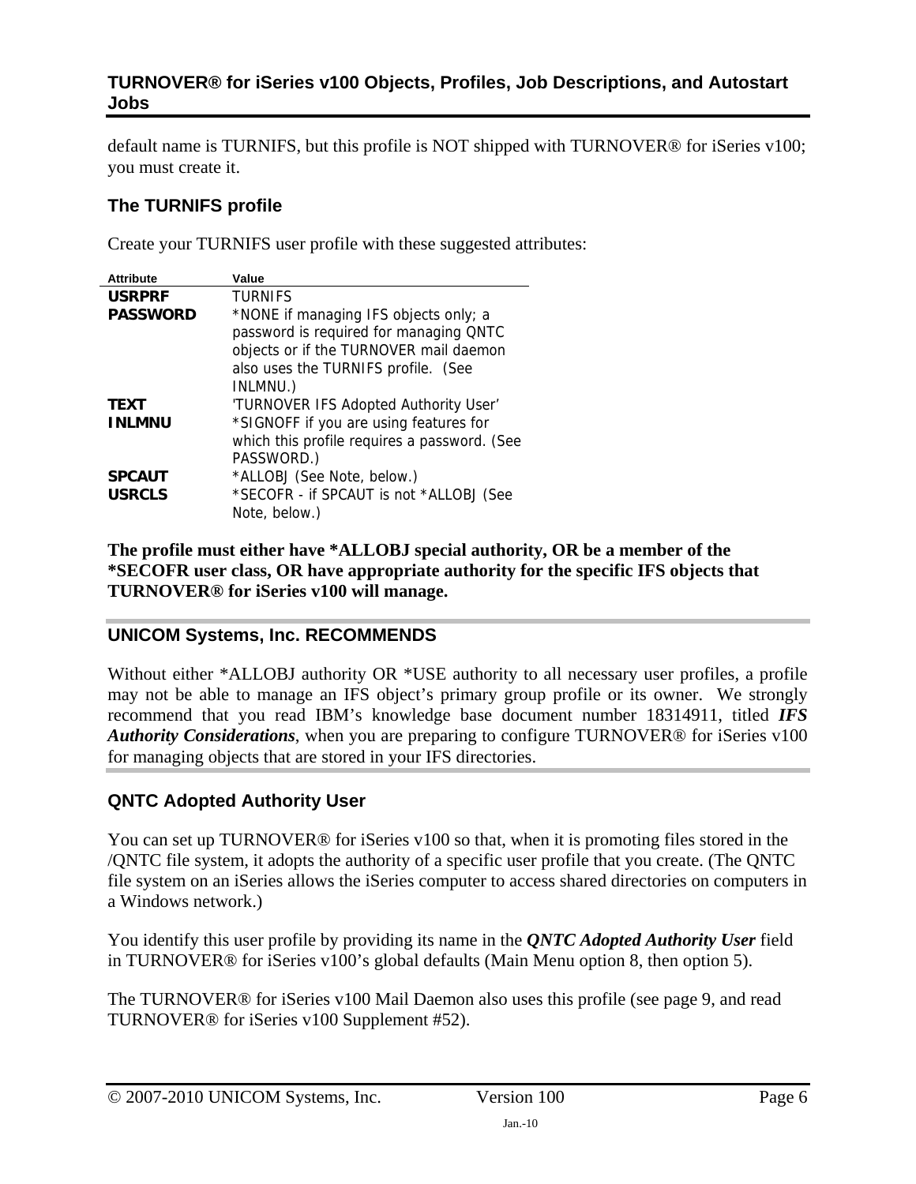default name is TURNIFS, but this profile is NOT shipped with TURNOVER® for iSeries v100; you must create it.

### The TURNIFS profile

Create your TURNIFS user profile with these suggested attributes:

| Attribute | Value |
| --- | --- |
| **USRPRF** | TURNIFS |
| **PASSWORD** | *NONE if managing IFS objects only; a password is required for managing QNTC objects or if the TURNOVER mail daemon also uses the TURNIFS profile. (See INLMNU.) |
| **TEXT** | 'TURNOVER IFS Adopted Authority User' |
| **INLMNU** | *SIGNOFF if you are using features for which this profile requires a password. (See PASSWORD.) |
| **SPCAUT** | *ALLOBJ (See Note, below.) |
| **USRCLS** | *SECOFR - if SPCAUT is not *ALLOBJ (See Note, below.) |

**The profile must either have *ALLOBJ special authority, OR be a member of the *SECOFR user class, OR have appropriate authority for the specific IFS objects that TURNOVER® for iSeries v100 will manage.**

### UNICOM Systems, Inc. RECOMMENDS

Without either *ALLOBJ authority OR *USE authority to all necessary user profiles, a profile may not be able to manage an IFS object's primary group profile or its owner. We strongly recommend that you read IBM's knowledge base document number 18314911, titled ***IFS Authority Considerations***, when you are preparing to configure TURNOVER® for iSeries v100 for managing objects that are stored in your IFS directories.

### QNTC Adopted Authority User

You can set up TURNOVER® for iSeries v100 so that, when it is promoting files stored in the /QNTC file system, it adopts the authority of a specific user profile that you create. (The QNTC file system on an iSeries allows the iSeries computer to access shared directories on computers in a Windows network.)

You identify this user profile by providing its name in the ***QNTC Adopted Authority User*** field in TURNOVER® for iSeries v100's global defaults (Main Menu option 8, then option 5).

The TURNOVER® for iSeries v100 Mail Daemon also uses this profile (see page 9, and read TURNOVER® for iSeries v100 Supplement #52).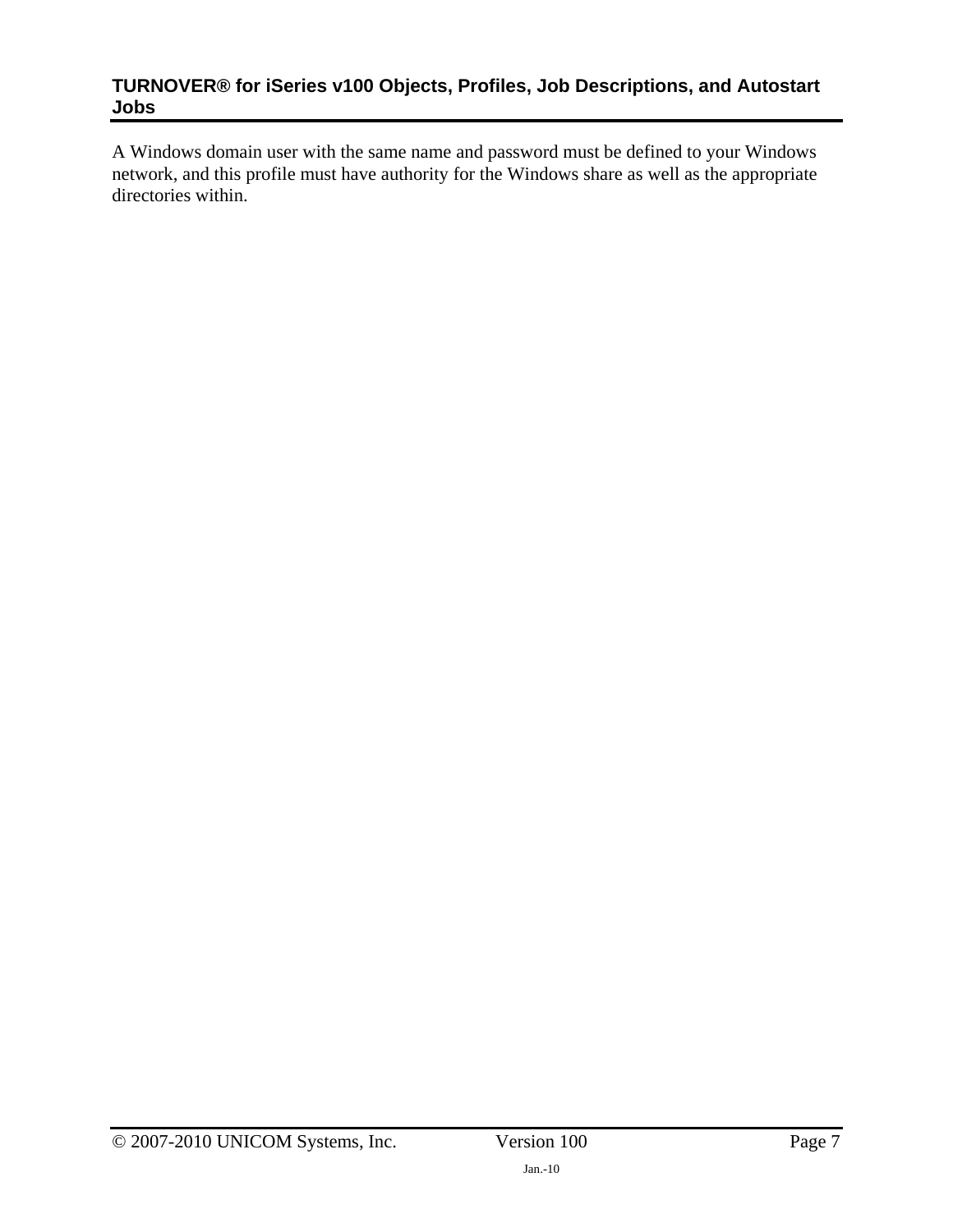A Windows domain user with the same name and password must be defined to your Windows network, and this profile must have authority for the Windows share as well as the appropriate directories within.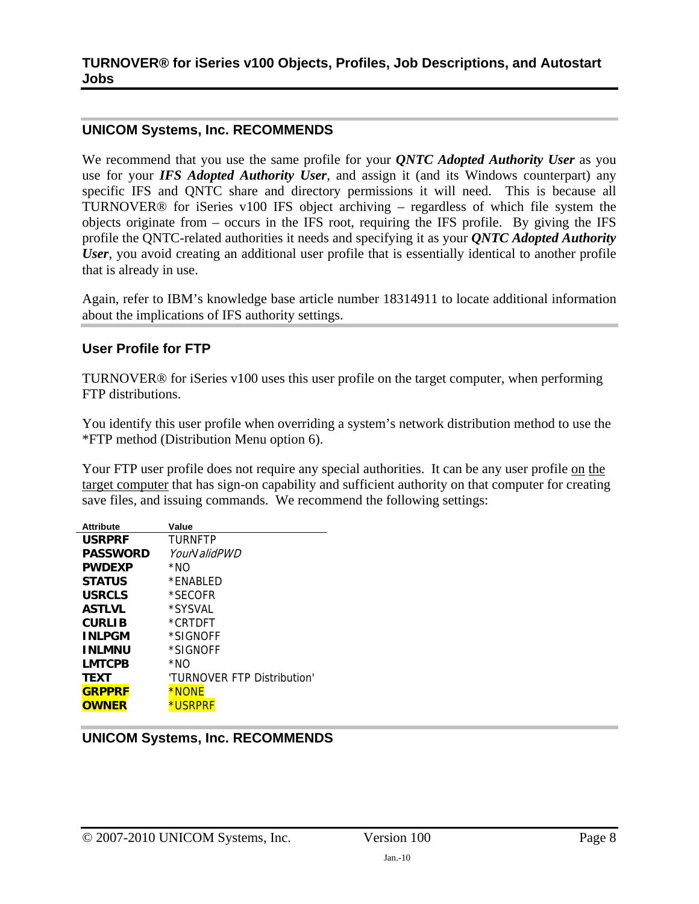## UNICOM Systems, Inc. RECOMMENDS

We recommend that you use the same profile for your ***QNTC Adopted Authority User*** as you use for your ***IFS Adopted Authority User***, and assign it (and its Windows counterpart) any specific IFS and QNTC share and directory permissions it will need. This is because all TURNOVER® for iSeries v100 IFS object archiving – regardless of which file system the objects originate from – occurs in the IFS root, requiring the IFS profile. By giving the IFS profile the QNTC-related authorities it needs and specifying it as your ***QNTC Adopted Authority User***, you avoid creating an additional user profile that is essentially identical to another profile that is already in use.

Again, refer to IBM's knowledge base article number 18314911 to locate additional information about the implications of IFS authority settings.

## User Profile for FTP

TURNOVER® for iSeries v100 uses this user profile on the target computer, when performing FTP distributions.

You identify this user profile when overriding a system's network distribution method to use the *FTP method (Distribution Menu option 6).

Your FTP user profile does not require any special authorities. It can be any user profile <u>on the target computer</u> that has sign-on capability and sufficient authority on that computer for creating save files, and issuing commands. We recommend the following settings:

| Attribute | Value |
|---|---|
| **USRPRF** | TURNFTP |
| **PASSWORD** | *YourValidPWD* |
| **PWDEXP** | *NO |
| **STATUS** | *ENABLED |
| **USRCLS** | *SECOFR |
| **ASTLVL** | *SYSVAL |
| **CURLIB** | *CRTDFT |
| **INLPGM** | *SIGNOFF |
| **INLMNU** | *SIGNOFF |
| **LMTCPB** | *NO |
| **TEXT** | 'TURNOVER FTP Distribution' |
| **GRPPRF** | *NONE |
| **OWNER** | *USRPRF |

## UNICOM Systems, Inc. RECOMMENDS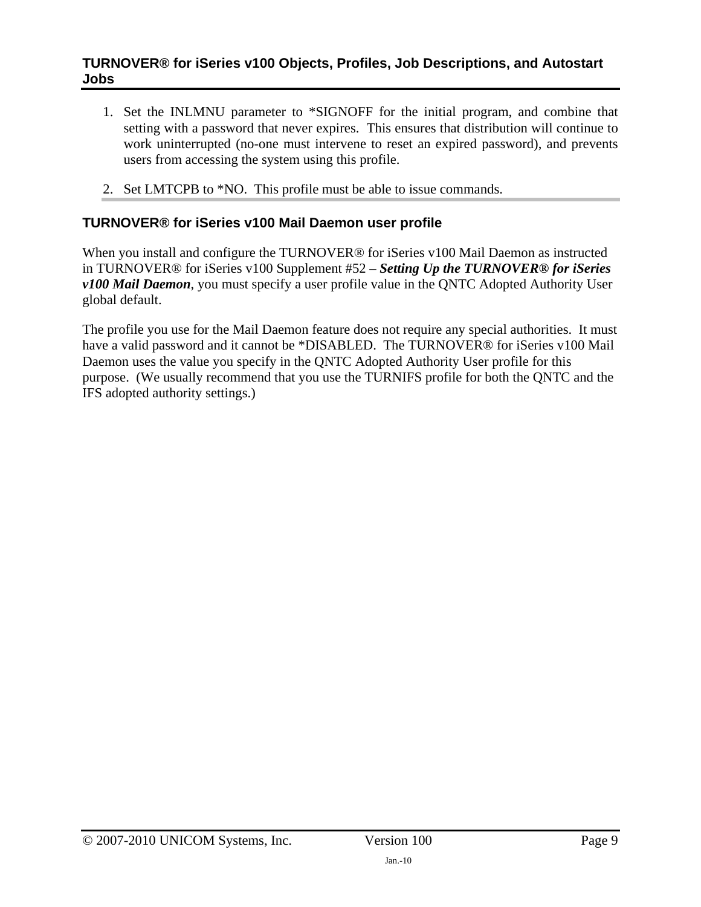1. Set the INLMNU parameter to *SIGNOFF for the initial program, and combine that setting with a password that never expires. This ensures that distribution will continue to work uninterrupted (no-one must intervene to reset an expired password), and prevents users from accessing the system using this profile.

2. Set LMTCPB to *NO. This profile must be able to issue commands.

### TURNOVER® for iSeries v100 Mail Daemon user profile

When you install and configure the TURNOVER® for iSeries v100 Mail Daemon as instructed in TURNOVER® for iSeries v100 Supplement #52 – ***Setting Up the TURNOVER® for iSeries v100 Mail Daemon***, you must specify a user profile value in the QNTC Adopted Authority User global default.

The profile you use for the Mail Daemon feature does not require any special authorities. It must have a valid password and it cannot be *DISABLED. The TURNOVER® for iSeries v100 Mail Daemon uses the value you specify in the QNTC Adopted Authority User profile for this purpose. (We usually recommend that you use the TURNIFS profile for both the QNTC and the IFS adopted authority settings.)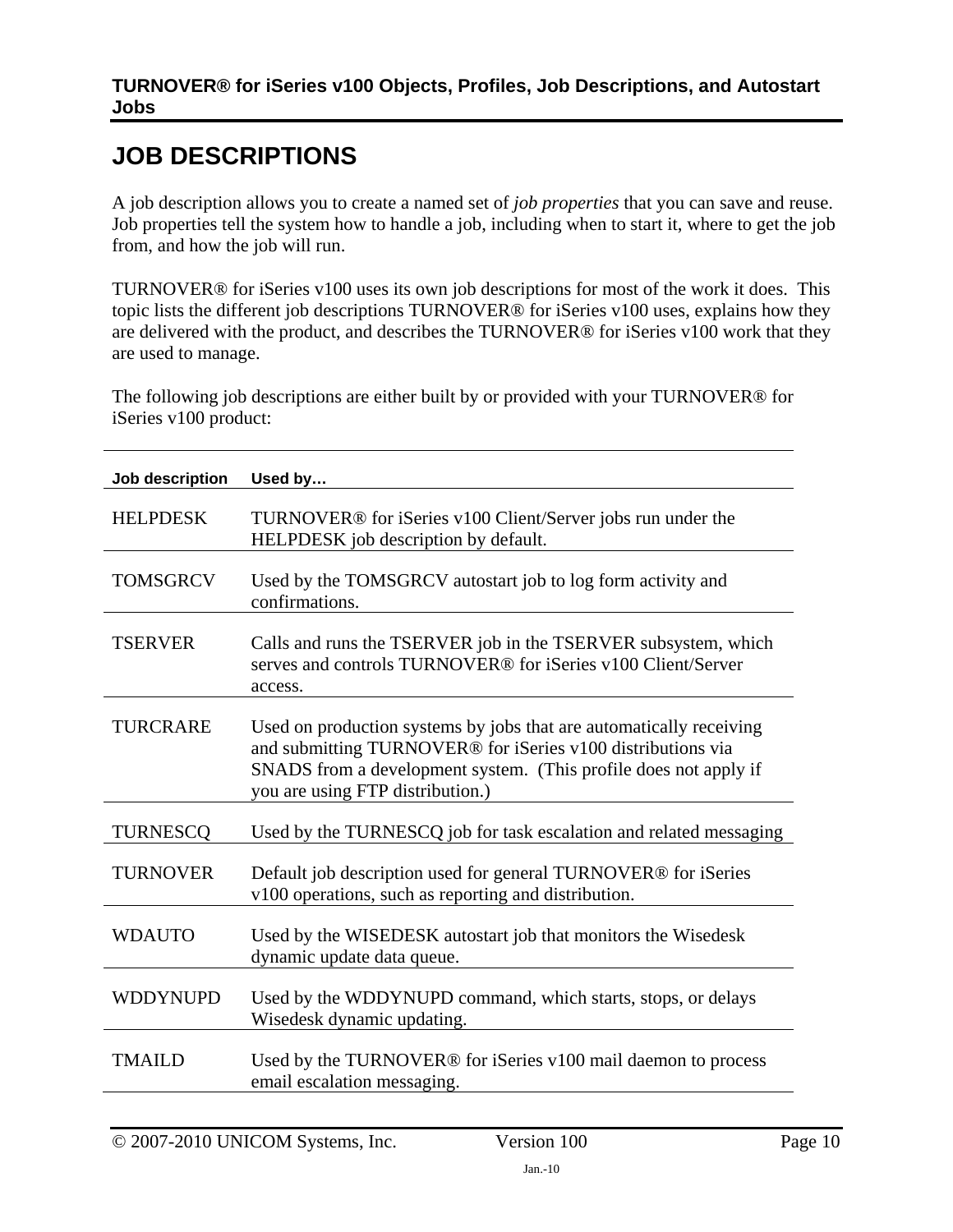# JOB DESCRIPTIONS

A job description allows you to create a named set of *job properties* that you can save and reuse. Job properties tell the system how to handle a job, including when to start it, where to get the job from, and how the job will run.

TURNOVER® for iSeries v100 uses its own job descriptions for most of the work it does. This topic lists the different job descriptions TURNOVER® for iSeries v100 uses, explains how they are delivered with the product, and describes the TURNOVER® for iSeries v100 work that they are used to manage.

The following job descriptions are either built by or provided with your TURNOVER® for iSeries v100 product:

| Job description | Used by… |
|---|---|
| HELPDESK | TURNOVER® for iSeries v100 Client/Server jobs run under the HELPDESK job description by default. |
| TOMSGRCV | Used by the TOMSGRCV autostart job to log form activity and confirmations. |
| TSERVER | Calls and runs the TSERVER job in the TSERVER subsystem, which serves and controls TURNOVER® for iSeries v100 Client/Server access. |
| TURCRARE | Used on production systems by jobs that are automatically receiving and submitting TURNOVER® for iSeries v100 distributions via SNADS from a development system. (This profile does not apply if you are using FTP distribution.) |
| TURNESCQ | Used by the TURNESCQ job for task escalation and related messaging |
| TURNOVER | Default job description used for general TURNOVER® for iSeries v100 operations, such as reporting and distribution. |
| WDAUTO | Used by the WISEDESK autostart job that monitors the Wisedesk dynamic update data queue. |
| WDDYNUPD | Used by the WDDYNUPD command, which starts, stops, or delays Wisedesk dynamic updating. |
| TMAILD | Used by the TURNOVER® for iSeries v100 mail daemon to process email escalation messaging. |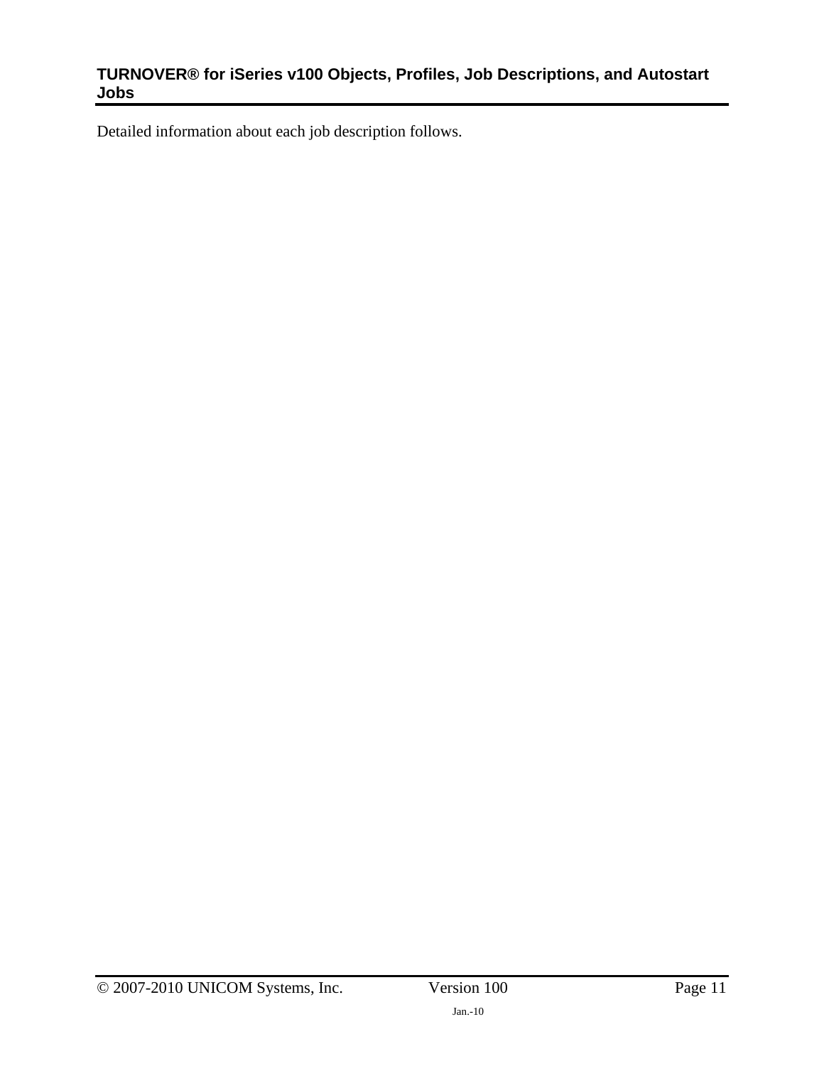Detailed information about each job description follows.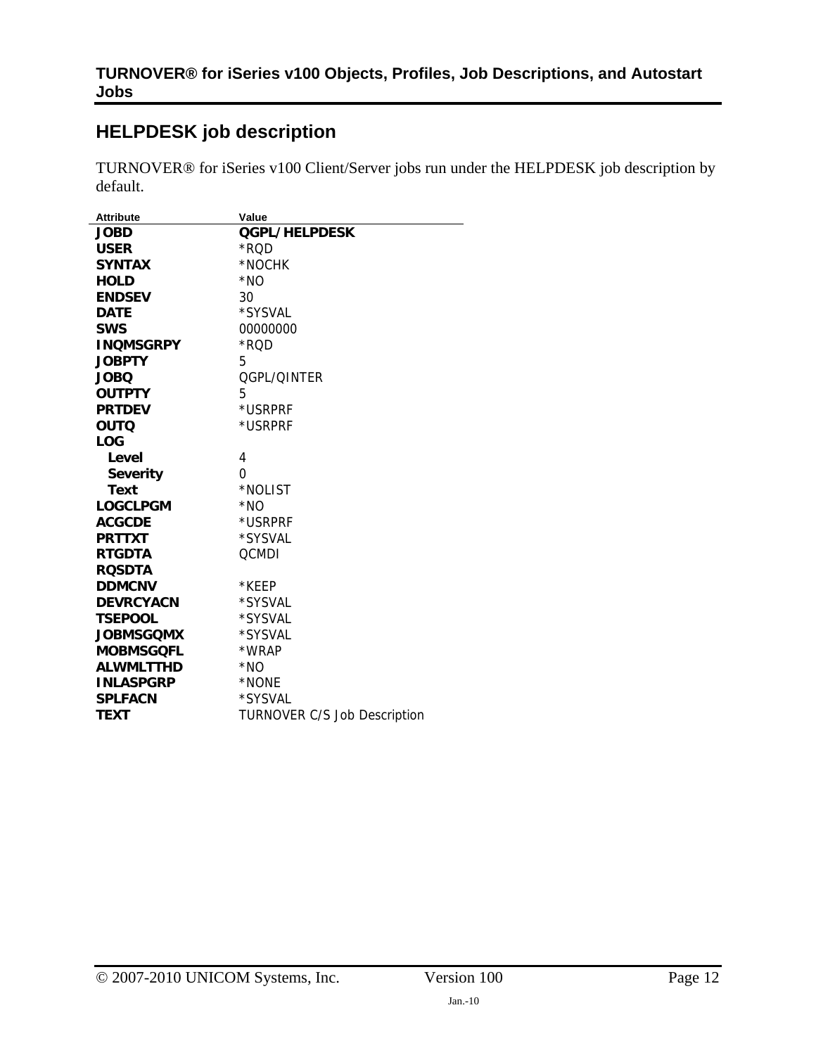## HELPDESK job description

TURNOVER® for iSeries v100 Client/Server jobs run under the HELPDESK job description by default.

| Attribute | Value |
| --- | --- |
| **JOBD** | **QGPL/HELPDESK** |
| **USER** | *RQD |
| **SYNTAX** | *NOCHK |
| **HOLD** | *NO |
| **ENDSEV** | 30 |
| **DATE** | *SYSVAL |
| **SWS** | 00000000 |
| **INQMSGRPY** | *RQD |
| **JOBPTY** | 5 |
| **JOBQ** | QGPL/QINTER |
| **OUTPTY** | 5 |
| **PRTDEV** | *USRPRF |
| **OUTQ** | *USRPRF |
| **LOG** | |
| **Level** | 4 |
| **Severity** | 0 |
| **Text** | *NOLIST |
| **LOGCLPGM** | *NO |
| **ACGCDE** | *USRPRF |
| **PRTTXT** | *SYSVAL |
| **RTGDTA** | QCMDI |
| **RQSDTA** | |
| **DDMCNV** | *KEEP |
| **DEVRCYACN** | *SYSVAL |
| **TSEPOOL** | *SYSVAL |
| **JOBMSGQMX** | *SYSVAL |
| **MOBMSGQFL** | *WRAP |
| **ALWMLTTHD** | *NO |
| **INLASPGRP** | *NONE |
| **SPLFACN** | *SYSVAL |
| **TEXT** | TURNOVER C/S Job Description |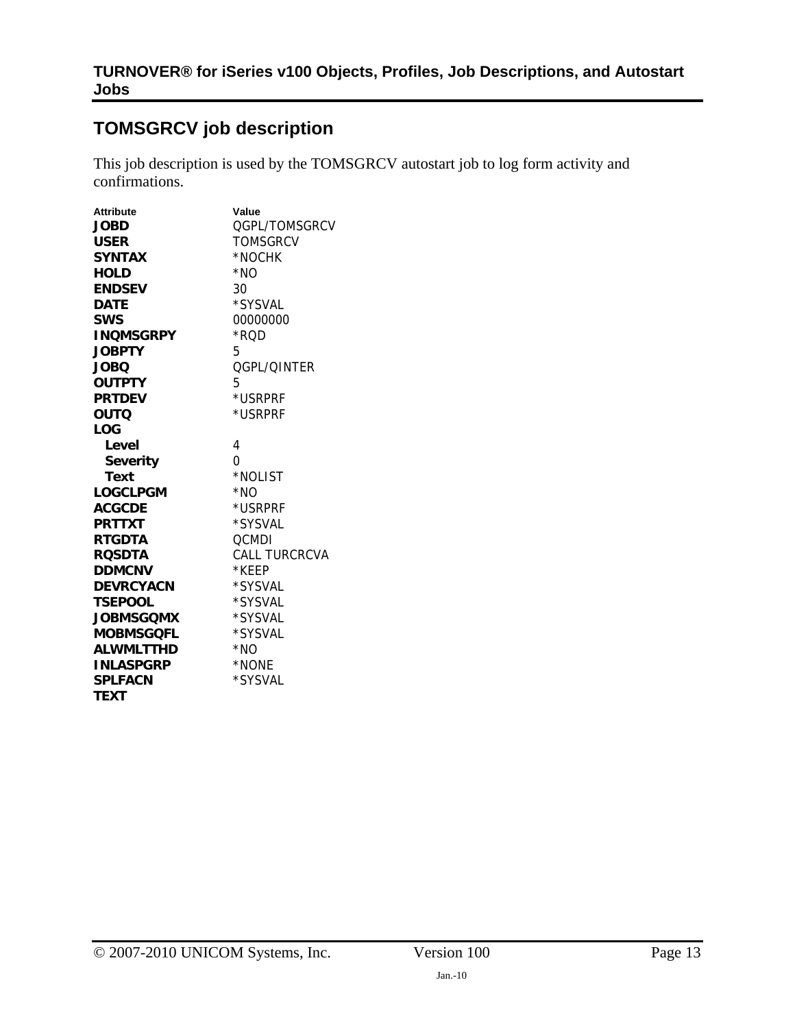## TOMSGRCV job description

This job description is used by the TOMSGRCV autostart job to log form activity and confirmations.

| Attribute | Value |
|---|---|
| **JOBD** | QGPL/TOMSGRCV |
| **USER** | TOMSGRCV |
| **SYNTAX** | *NOCHK |
| **HOLD** | *NO |
| **ENDSEV** | 30 |
| **DATE** | *SYSVAL |
| **SWS** | 00000000 |
| **INQMSGRPY** | *RQD |
| **JOBPTY** | 5 |
| **JOBQ** | QGPL/QINTER |
| **OUTPTY** | 5 |
| **PRTDEV** | *USRPRF |
| **OUTQ** | *USRPRF |
| **LOG** | |
| **Level** | 4 |
| **Severity** | 0 |
| **Text** | *NOLIST |
| **LOGCLPGM** | *NO |
| **ACGCDE** | *USRPRF |
| **PRTTXT** | *SYSVAL |
| **RTGDTA** | QCMDI |
| **RQSDTA** | CALL TURCRCVA |
| **DDMCNV** | *KEEP |
| **DEVRCYACN** | *SYSVAL |
| **TSEPOOL** | *SYSVAL |
| **JOBMSGQMX** | *SYSVAL |
| **MOBMSGQFL** | *SYSVAL |
| **ALWMLTTHD** | *NO |
| **INLASPGRP** | *NONE |
| **SPLFACN** | *SYSVAL |
| **TEXT** | |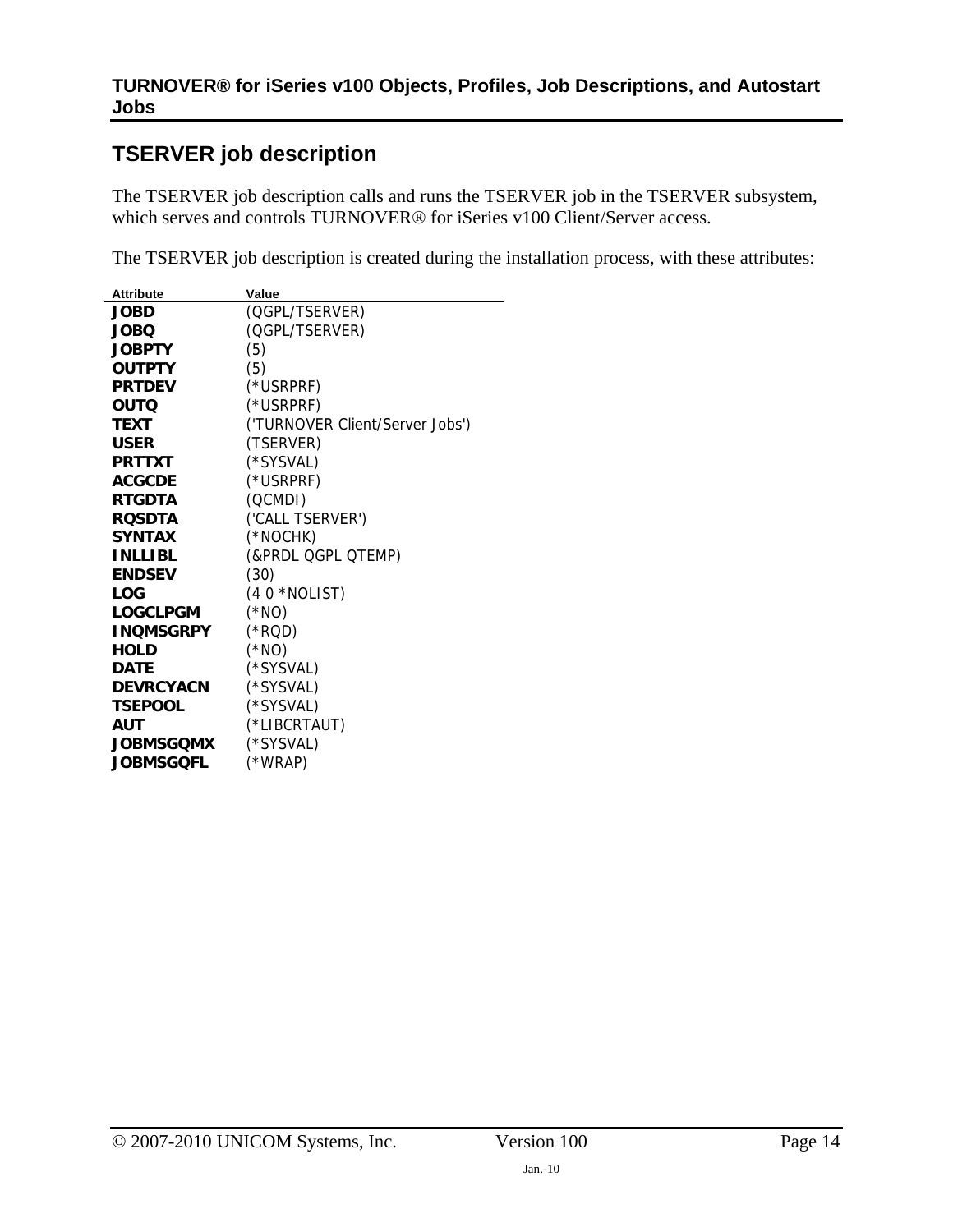## TSERVER job description

The TSERVER job description calls and runs the TSERVER job in the TSERVER subsystem, which serves and controls TURNOVER® for iSeries v100 Client/Server access.

The TSERVER job description is created during the installation process, with these attributes:

| Attribute | Value |
|---|---|
| **JOBD** | (QGPL/TSERVER) |
| **JOBQ** | (QGPL/TSERVER) |
| **JOBPTY** | (5) |
| **OUTPTY** | (5) |
| **PRTDEV** | (*USRPRF) |
| **OUTQ** | (*USRPRF) |
| **TEXT** | ('TURNOVER Client/Server Jobs') |
| **USER** | (TSERVER) |
| **PRTTXT** | (*SYSVAL) |
| **ACGCDE** | (*USRPRF) |
| **RTGDTA** | (QCMDI) |
| **RQSDTA** | ('CALL TSERVER') |
| **SYNTAX** | (*NOCHK) |
| **INLLIBL** | (&PRDL QGPL QTEMP) |
| **ENDSEV** | (30) |
| **LOG** | (4 0 *NOLIST) |
| **LOGCLPGM** | (*NO) |
| **INQMSGRPY** | (*RQD) |
| **HOLD** | (*NO) |
| **DATE** | (*SYSVAL) |
| **DEVRCYACN** | (*SYSVAL) |
| **TSEPOOL** | (*SYSVAL) |
| **AUT** | (*LIBCRTAUT) |
| **JOBMSGQMX** | (*SYSVAL) |
| **JOBMSGQFL** | (*WRAP) |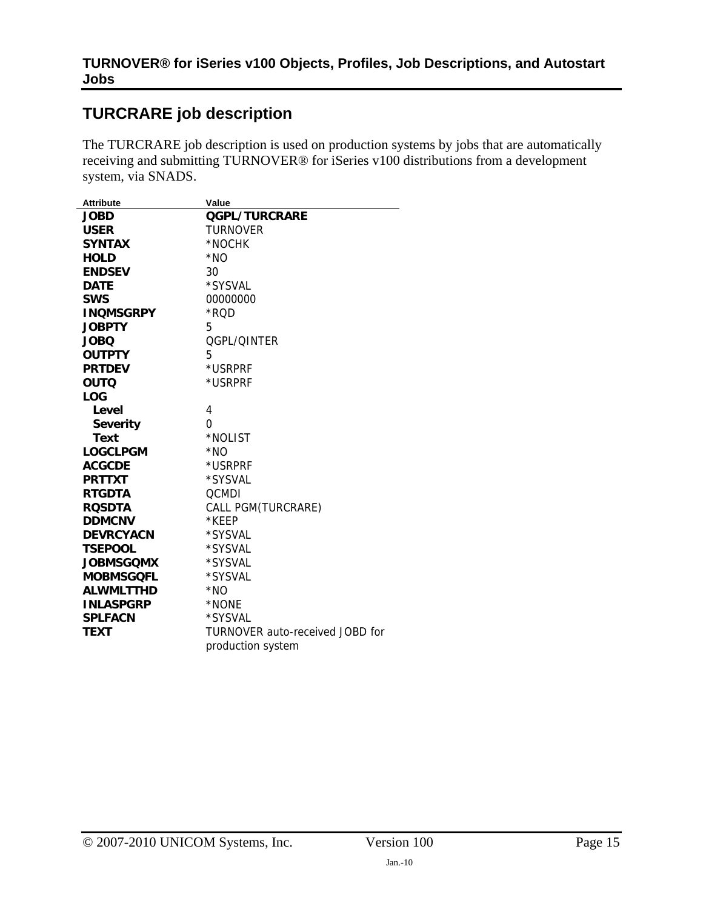## TURCRARE job description

The TURCRARE job description is used on production systems by jobs that are automatically receiving and submitting TURNOVER® for iSeries v100 distributions from a development system, via SNADS.

| Attribute | Value |
| --- | --- |
| **JOBD** | **QGPL/TURCRARE** |
| **USER** | TURNOVER |
| **SYNTAX** | *NOCHK |
| **HOLD** | *NO |
| **ENDSEV** | 30 |
| **DATE** | *SYSVAL |
| **SWS** | 00000000 |
| **INQMSGRPY** | *RQD |
| **JOBPTY** | 5 |
| **JOBQ** | QGPL/QINTER |
| **OUTPTY** | 5 |
| **PRTDEV** | *USRPRF |
| **OUTQ** | *USRPRF |
| **LOG** | |
| **Level** | 4 |
| **Severity** | 0 |
| **Text** | *NOLIST |
| **LOGCLPGM** | *NO |
| **ACGCDE** | *USRPRF |
| **PRTTXT** | *SYSVAL |
| **RTGDTA** | QCMDI |
| **RQSDTA** | CALL PGM(TURCRARE) |
| **DDMCNV** | *KEEP |
| **DEVRCYACN** | *SYSVAL |
| **TSEPOOL** | *SYSVAL |
| **JOBMSGQMX** | *SYSVAL |
| **MOBMSGQFL** | *SYSVAL |
| **ALWMLTTHD** | *NO |
| **INLASPGRP** | *NONE |
| **SPLFACN** | *SYSVAL |
| **TEXT** | TURNOVER auto-received JOBD for production system |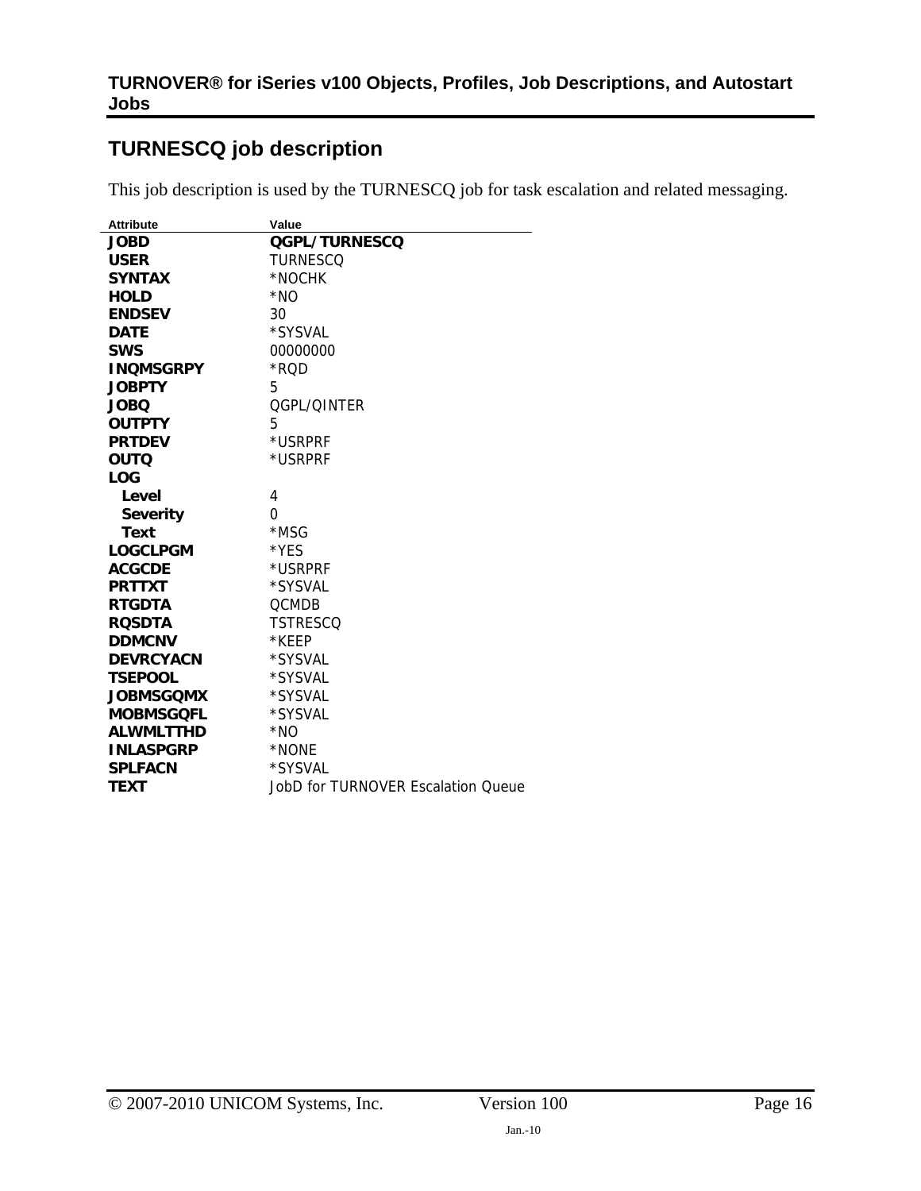## TURNESCQ job description

This job description is used by the TURNESCQ job for task escalation and related messaging.

| Attribute | Value |
|---|---|
| **JOBD** | **QGPL/TURNESCQ** |
| **USER** | TURNESCQ |
| **SYNTAX** | *NOCHK |
| **HOLD** | *NO |
| **ENDSEV** | 30 |
| **DATE** | *SYSVAL |
| **SWS** | 00000000 |
| **INQMSGRPY** | *RQD |
| **JOBPTY** | 5 |
| **JOBQ** | QGPL/QINTER |
| **OUTPTY** | 5 |
| **PRTDEV** | *USRPRF |
| **OUTQ** | *USRPRF |
| **LOG** | |
| **Level** | 4 |
| **Severity** | 0 |
| **Text** | *MSG |
| **LOGCLPGM** | *YES |
| **ACGCDE** | *USRPRF |
| **PRTTXT** | *SYSVAL |
| **RTGDTA** | QCMDB |
| **RQSDTA** | TSTRESCQ |
| **DDMCNV** | *KEEP |
| **DEVRCYACN** | *SYSVAL |
| **TSEPOOL** | *SYSVAL |
| **JOBMSGQMX** | *SYSVAL |
| **MOBMSGQFL** | *SYSVAL |
| **ALWMLTTHD** | *NO |
| **INLASPGRP** | *NONE |
| **SPLFACN** | *SYSVAL |
| **TEXT** | JobD for TURNOVER Escalation Queue |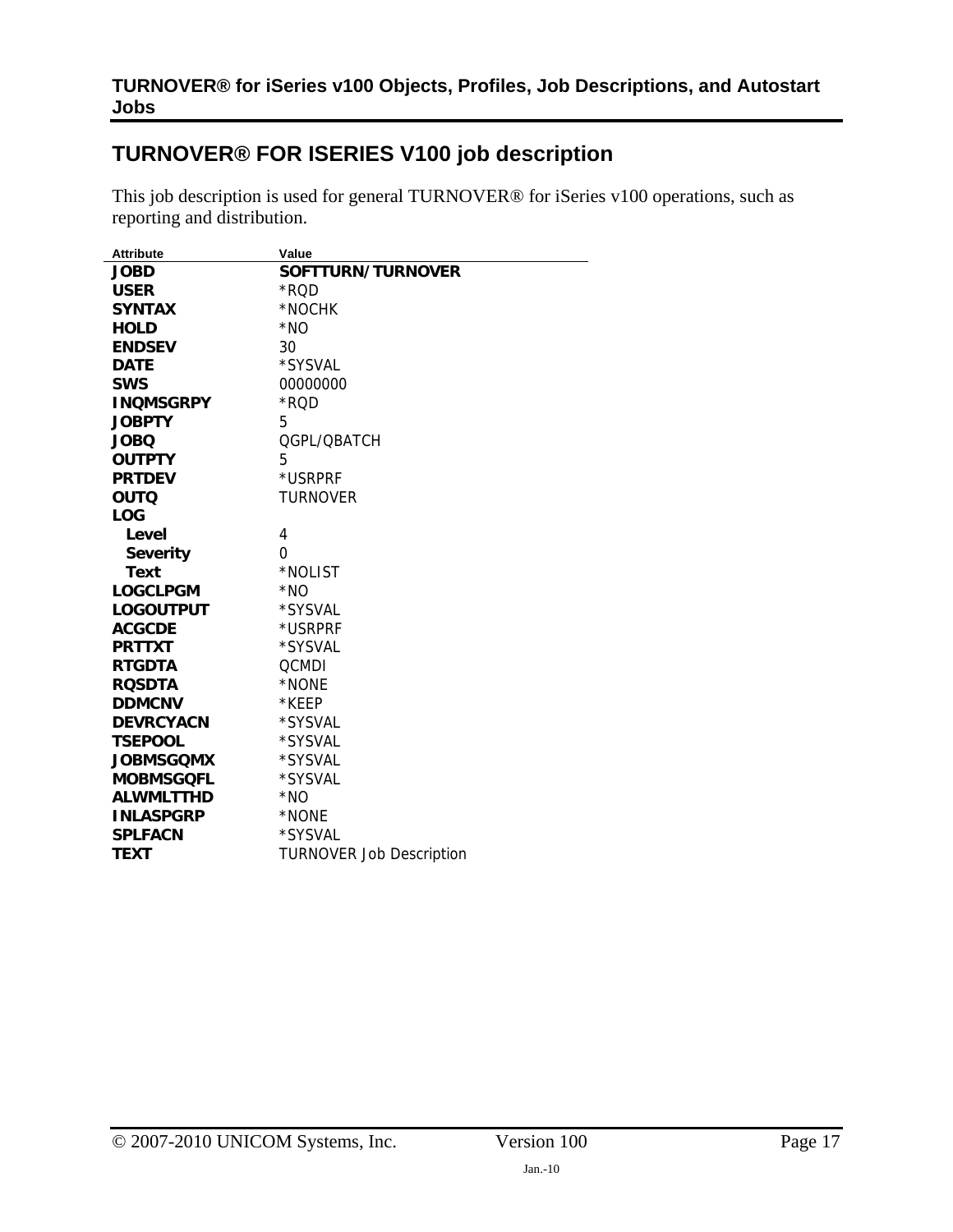## TURNOVER® FOR ISERIES V100 job description

This job description is used for general TURNOVER® for iSeries v100 operations, such as reporting and distribution.

| Attribute | Value |
|---|---|
| **JOBD** | **SOFTTURN/TURNOVER** |
| **USER** | *RQD |
| **SYNTAX** | *NOCHK |
| **HOLD** | *NO |
| **ENDSEV** | 30 |
| **DATE** | *SYSVAL |
| **SWS** | 00000000 |
| **INQMSGRPY** | *RQD |
| **JOBPTY** | 5 |
| **JOBQ** | QGPL/QBATCH |
| **OUTPTY** | 5 |
| **PRTDEV** | *USRPRF |
| **OUTQ** | TURNOVER |
| **LOG** | |
| **Level** | 4 |
| **Severity** | 0 |
| **Text** | *NOLIST |
| **LOGCLPGM** | *NO |
| **LOGOUTPUT** | *SYSVAL |
| **ACGCDE** | *USRPRF |
| **PRTTXT** | *SYSVAL |
| **RTGDTA** | QCMDI |
| **RQSDTA** | *NONE |
| **DDMCNV** | *KEEP |
| **DEVRCYACN** | *SYSVAL |
| **TSEPOOL** | *SYSVAL |
| **JOBMSGQMX** | *SYSVAL |
| **MOBMSGQFL** | *SYSVAL |
| **ALWMLTTHD** | *NO |
| **INLASPGRP** | *NONE |
| **SPLFACN** | *SYSVAL |
| **TEXT** | TURNOVER Job Description |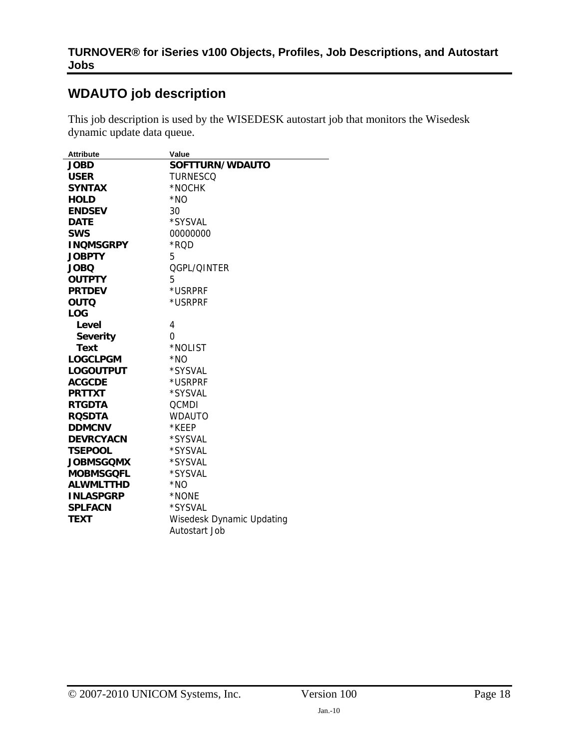## WDAUTO job description

This job description is used by the WISEDESK autostart job that monitors the Wisedesk dynamic update data queue.

| Attribute | Value |
|---|---|
| **JOBD** | **SOFTTURN/WDAUTO** |
| **USER** | TURNESCQ |
| **SYNTAX** | *NOCHK |
| **HOLD** | *NO |
| **ENDSEV** | 30 |
| **DATE** | *SYSVAL |
| **SWS** | 00000000 |
| **INQMSGRPY** | *RQD |
| **JOBPTY** | 5 |
| **JOBQ** | QGPL/QINTER |
| **OUTPTY** | 5 |
| **PRTDEV** | *USRPRF |
| **OUTQ** | *USRPRF |
| **LOG** | |
| **Level** | 4 |
| **Severity** | 0 |
| **Text** | *NOLIST |
| **LOGCLPGM** | *NO |
| **LOGOUTPUT** | *SYSVAL |
| **ACGCDE** | *USRPRF |
| **PRTTXT** | *SYSVAL |
| **RTGDTA** | QCMDI |
| **RQSDTA** | WDAUTO |
| **DDMCNV** | *KEEP |
| **DEVRCYACN** | *SYSVAL |
| **TSEPOOL** | *SYSVAL |
| **JOBMSGQMX** | *SYSVAL |
| **MOBMSGQFL** | *SYSVAL |
| **ALWMLTTHD** | *NO |
| **INLASPGRP** | *NONE |
| **SPLFACN** | *SYSVAL |
| **TEXT** | Wisedesk Dynamic Updating Autostart Job |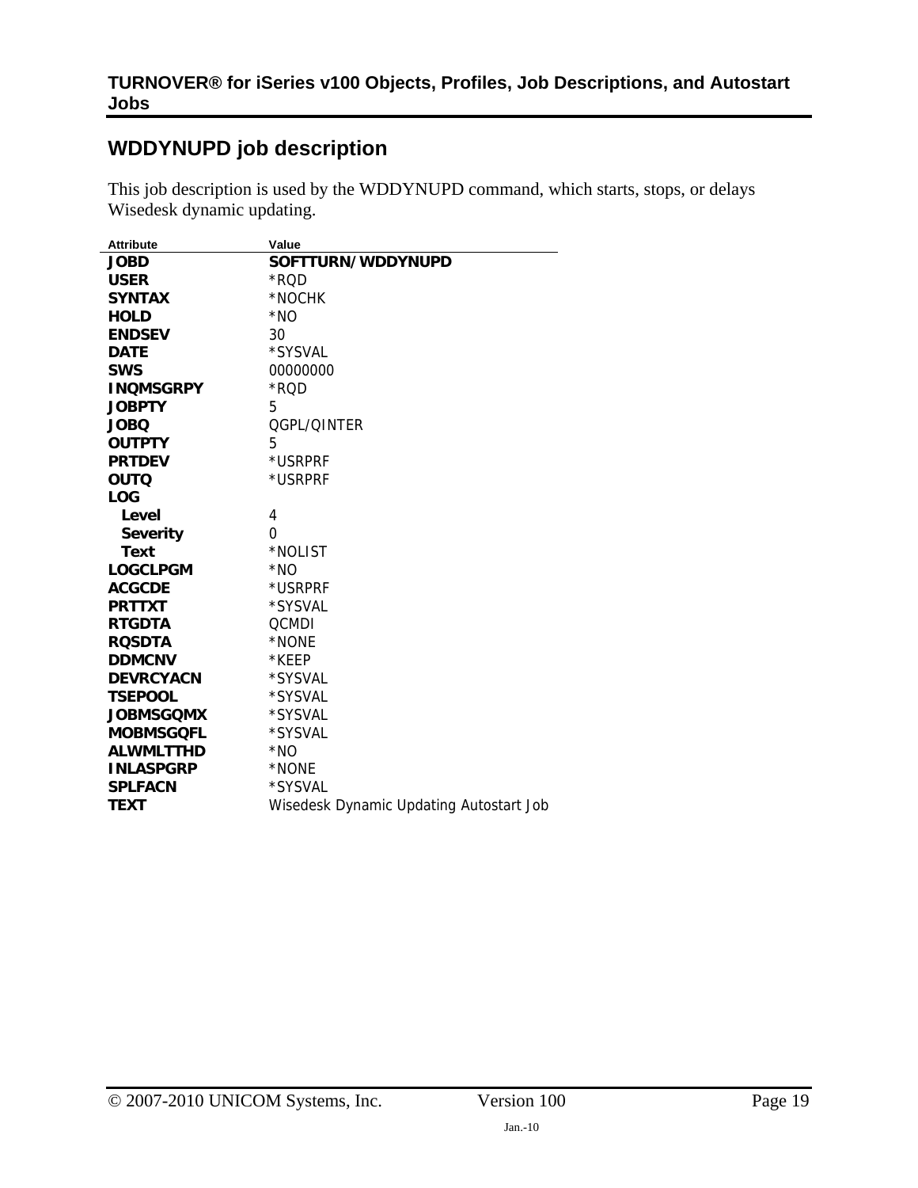## WDDYNUPD job description

This job description is used by the WDDYNUPD command, which starts, stops, or delays Wisedesk dynamic updating.

| Attribute | Value |
|---|---|
| **JOBD** | **SOFTTURN/WDDYNUPD** |
| **USER** | *RQD |
| **SYNTAX** | *NOCHK |
| **HOLD** | *NO |
| **ENDSEV** | 30 |
| **DATE** | *SYSVAL |
| **SWS** | 00000000 |
| **INQMSGRPY** | *RQD |
| **JOBPTY** | 5 |
| **JOBQ** | QGPL/QINTER |
| **OUTPTY** | 5 |
| **PRTDEV** | *USRPRF |
| **OUTQ** | *USRPRF |
| **LOG** | |
| **Level** | 4 |
| **Severity** | 0 |
| **Text** | *NOLIST |
| **LOGCLPGM** | *NO |
| **ACGCDE** | *USRPRF |
| **PRTTXT** | *SYSVAL |
| **RTGDTA** | QCMDI |
| **RQSDTA** | *NONE |
| **DDMCNV** | *KEEP |
| **DEVRCYACN** | *SYSVAL |
| **TSEPOOL** | *SYSVAL |
| **JOBMSGQMX** | *SYSVAL |
| **MOBMSGQFL** | *SYSVAL |
| **ALWMLTTHD** | *NO |
| **INLASPGRP** | *NONE |
| **SPLFACN** | *SYSVAL |
| **TEXT** | Wisedesk Dynamic Updating Autostart Job |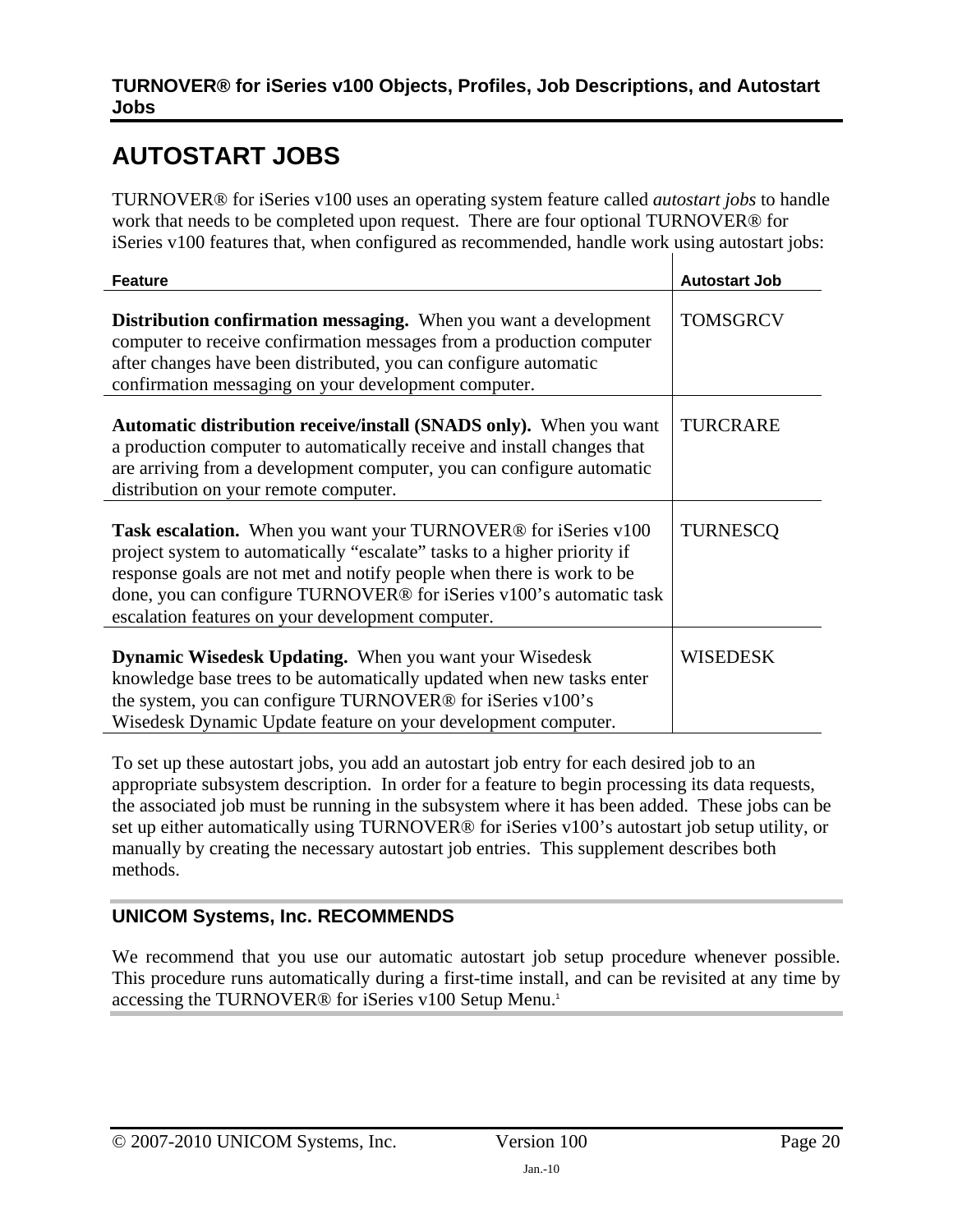# AUTOSTART JOBS

TURNOVER® for iSeries v100 uses an operating system feature called *autostart jobs* to handle work that needs to be completed upon request. There are four optional TURNOVER® for iSeries v100 features that, when configured as recommended, handle work using autostart jobs:

| Feature | Autostart Job |
|---|---|
| **Distribution confirmation messaging.** When you want a development computer to receive confirmation messages from a production computer after changes have been distributed, you can configure automatic confirmation messaging on your development computer. | TOMSGRCV |
| **Automatic distribution receive/install (SNADS only).** When you want a production computer to automatically receive and install changes that are arriving from a development computer, you can configure automatic distribution on your remote computer. | TURCRARE |
| **Task escalation.** When you want your TURNOVER® for iSeries v100 project system to automatically "escalate" tasks to a higher priority if response goals are not met and notify people when there is work to be done, you can configure TURNOVER® for iSeries v100's automatic task escalation features on your development computer. | TURNESCQ |
| **Dynamic Wisedesk Updating.** When you want your Wisedesk knowledge base trees to be automatically updated when new tasks enter the system, you can configure TURNOVER® for iSeries v100's Wisedesk Dynamic Update feature on your development computer. | WISEDESK |

To set up these autostart jobs, you add an autostart job entry for each desired job to an appropriate subsystem description. In order for a feature to begin processing its data requests, the associated job must be running in the subsystem where it has been added. These jobs can be set up either automatically using TURNOVER® for iSeries v100's autostart job setup utility, or manually by creating the necessary autostart job entries. This supplement describes both methods.

## UNICOM Systems, Inc. RECOMMENDS

We recommend that you use our automatic autostart job setup procedure whenever possible. This procedure runs automatically during a first-time install, and can be revisited at any time by accessing the TURNOVER® for iSeries v100 Setup Menu.[1]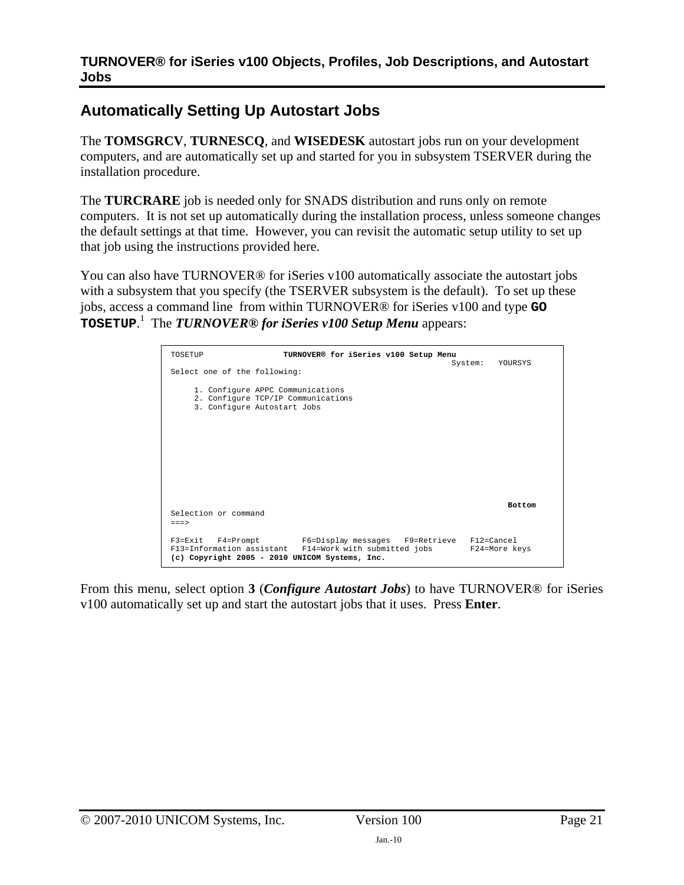## Automatically Setting Up Autostart Jobs

The **TOMSGRCV**, **TURNESCQ**, and **WISEDESK** autostart jobs run on your development computers, and are automatically set up and started for you in subsystem TSERVER during the installation procedure.

The **TURCRARE** job is needed only for SNADS distribution and runs only on remote computers. It is not set up automatically during the installation process, unless someone changes the default settings at that time. However, you can revisit the automatic setup utility to set up that job using the instructions provided here.

You can also have TURNOVER® for iSeries v100 automatically associate the autostart jobs with a subsystem that you specify (the TSERVER subsystem is the default). To set up these jobs, access a command line from within TURNOVER® for iSeries v100 and type **`GO TOSETUP`**.[1] The ***TURNOVER® for iSeries v100 Setup Menu*** appears:

```
TOSETUP                TURNOVER® for iSeries v100 Setup Menu
                                                            System:   YOURSYS
Select one of the following:

     1. Configure APPC Communications
     2. Configure TCP/IP Communications
     3. Configure Autostart Jobs









                                                                        Bottom
Selection or command
===>

F3=Exit   F4=Prompt        F6=Display messages   F9=Retrieve   F12=Cancel
F13=Information assistant   F14=Work with submitted jobs       F24=More keys
(c) Copyright 2005 - 2010 UNICOM Systems, Inc.
```

From this menu, select option **3** (***Configure Autostart Jobs***) to have TURNOVER® for iSeries v100 automatically set up and start the autostart jobs that it uses. Press **Enter**.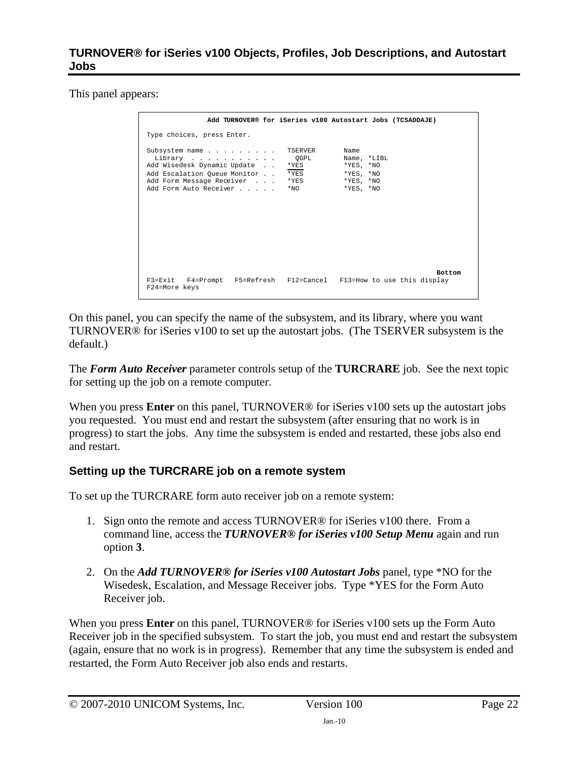This panel appears:

```
              Add TURNOVER® for iSeries v100 Autostart Jobs (TCSADDAJE)

Type choices, press Enter.

Subsystem name . . . . . . . . .   TSERVER       Name
  Library  . . . . . . . . . . .     QGPL        Name, *LIBL
Add Wisedesk Dynamic Update  . .   *YES          *YES, *NO
Add Escalation Queue Monitor . .   *YES          *YES, *NO
Add Form Message Receiver  . . .   *YES          *YES, *NO
Add Form Auto Receiver . . . . .   *NO           *YES, *NO











                                                                          Bottom
F3=Exit   F4=Prompt   F5=Refresh   F12=Cancel   F13=How to use this display
F24=More keys
```

On this panel, you can specify the name of the subsystem, and its library, where you want TURNOVER® for iSeries v100 to set up the autostart jobs. (The TSERVER subsystem is the default.)

The ***Form Auto Receiver*** parameter controls setup of the **TURCRARE** job. See the next topic for setting up the job on a remote computer.

When you press **Enter** on this panel, TURNOVER® for iSeries v100 sets up the autostart jobs you requested. You must end and restart the subsystem (after ensuring that no work is in progress) to start the jobs. Any time the subsystem is ended and restarted, these jobs also end and restart.

### Setting up the TURCRARE job on a remote system

To set up the TURCRARE form auto receiver job on a remote system:

1. Sign onto the remote and access TURNOVER® for iSeries v100 there. From a command line, access the ***TURNOVER® for iSeries v100 Setup Menu*** again and run option **3**.

2. On the ***Add TURNOVER® for iSeries v100 Autostart Jobs*** panel, type *NO for the Wisedesk, Escalation, and Message Receiver jobs. Type *YES for the Form Auto Receiver job.

When you press **Enter** on this panel, TURNOVER® for iSeries v100 sets up the Form Auto Receiver job in the specified subsystem. To start the job, you must end and restart the subsystem (again, ensure that no work is in progress). Remember that any time the subsystem is ended and restarted, the Form Auto Receiver job also ends and restarts.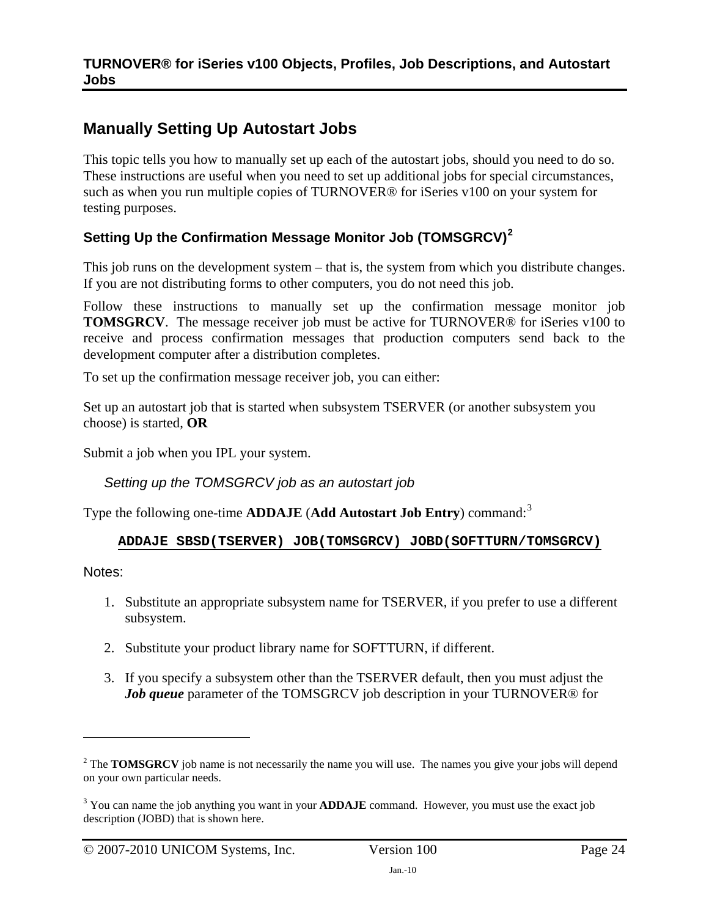## Manually Setting Up Autostart Jobs

This topic tells you how to manually set up each of the autostart jobs, should you need to do so. These instructions are useful when you need to set up additional jobs for special circumstances, such as when you run multiple copies of TURNOVER® for iSeries v100 on your system for testing purposes.

### Setting Up the Confirmation Message Monitor Job (TOMSGRCV)[2]

This job runs on the development system – that is, the system from which you distribute changes. If you are not distributing forms to other computers, you do not need this job.

Follow these instructions to manually set up the confirmation message monitor job **TOMSGRCV**. The message receiver job must be active for TURNOVER® for iSeries v100 to receive and process confirmation messages that production computers send back to the development computer after a distribution completes.

To set up the confirmation message receiver job, you can either:

Set up an autostart job that is started when subsystem TSERVER (or another subsystem you choose) is started, **OR**

Submit a job when you IPL your system.

*Setting up the TOMSGRCV job as an autostart job*

Type the following one-time **ADDAJE** (**Add Autostart Job Entry**) command:[3]

```
ADDAJE SBSD(TSERVER) JOB(TOMSGRCV) JOBD(SOFTTURN/TOMSGRCV)
```

Notes:

1. Substitute an appropriate subsystem name for TSERVER, if you prefer to use a different subsystem.
2. Substitute your product library name for SOFTTURN, if different.
3. If you specify a subsystem other than the TSERVER default, then you must adjust the ***Job queue*** parameter of the TOMSGRCV job description in your TURNOVER® for

---

[2] The **TOMSGRCV** job name is not necessarily the name you will use. The names you give your jobs will depend on your own particular needs.

[3] You can name the job anything you want in your **ADDAJE** command. However, you must use the exact job description (JOBD) that is shown here.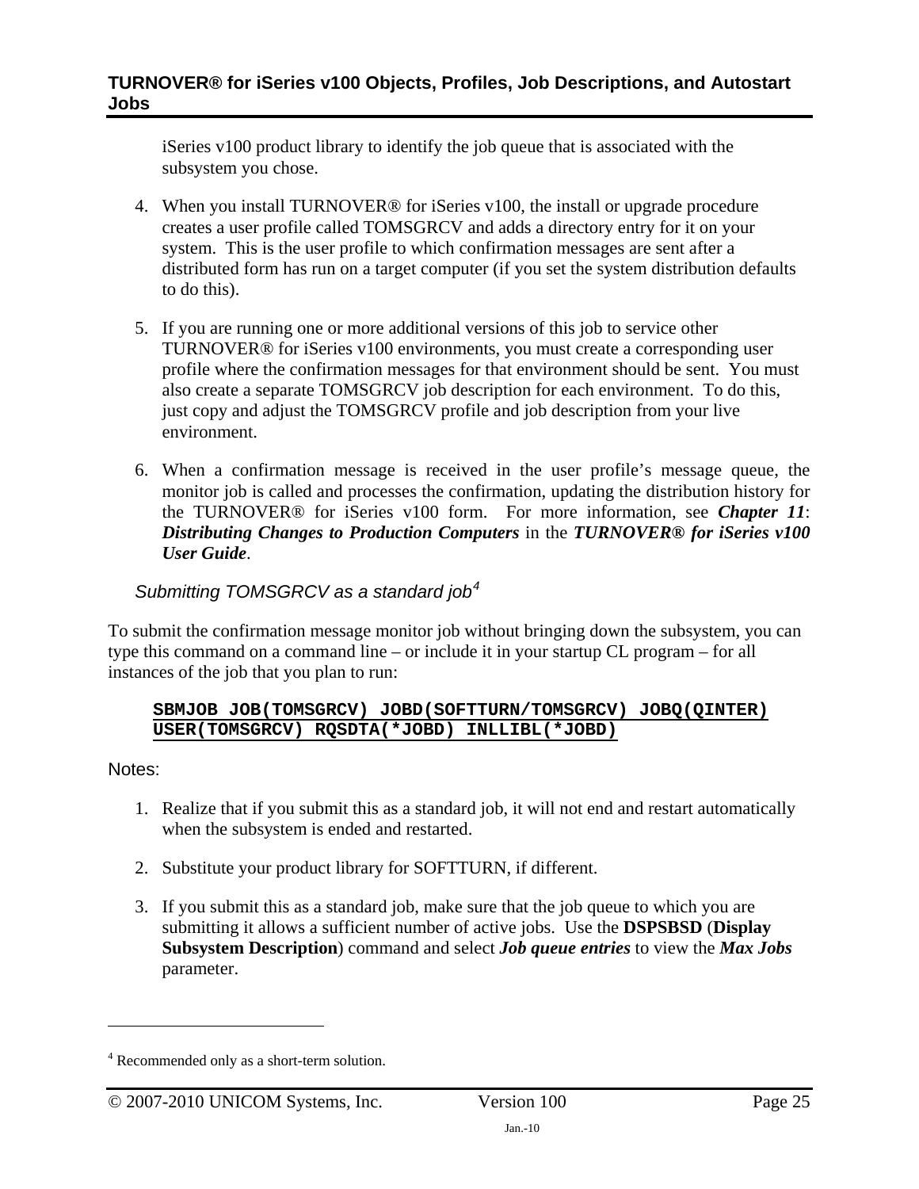iSeries v100 product library to identify the job queue that is associated with the subsystem you chose.

4. When you install TURNOVER® for iSeries v100, the install or upgrade procedure creates a user profile called TOMSGRCV and adds a directory entry for it on your system. This is the user profile to which confirmation messages are sent after a distributed form has run on a target computer (if you set the system distribution defaults to do this).

5. If you are running one or more additional versions of this job to service other TURNOVER® for iSeries v100 environments, you must create a corresponding user profile where the confirmation messages for that environment should be sent. You must also create a separate TOMSGRCV job description for each environment. To do this, just copy and adjust the TOMSGRCV profile and job description from your live environment.

6. When a confirmation message is received in the user profile's message queue, the monitor job is called and processes the confirmation, updating the distribution history for the TURNOVER® for iSeries v100 form. For more information, see ***Chapter 11***: ***Distributing Changes to Production Computers*** in the ***TURNOVER® for iSeries v100 User Guide***.

### *Submitting TOMSGRCV as a standard job*[4]

To submit the confirmation message monitor job without bringing down the subsystem, you can type this command on a command line – or include it in your startup CL program – for all instances of the job that you plan to run:

```
SBMJOB JOB(TOMSGRCV) JOBD(SOFTTURN/TOMSGRCV) JOBQ(QINTER)
USER(TOMSGRCV) RQSDTA(*JOBD) INLLIBL(*JOBD)
```

Notes:

1. Realize that if you submit this as a standard job, it will not end and restart automatically when the subsystem is ended and restarted.

2. Substitute your product library for SOFTTURN, if different.

3. If you submit this as a standard job, make sure that the job queue to which you are submitting it allows a sufficient number of active jobs. Use the **DSPSBSD** (**Display Subsystem Description**) command and select ***Job queue entries*** to view the ***Max Jobs*** parameter.

---

[4] Recommended only as a short-term solution.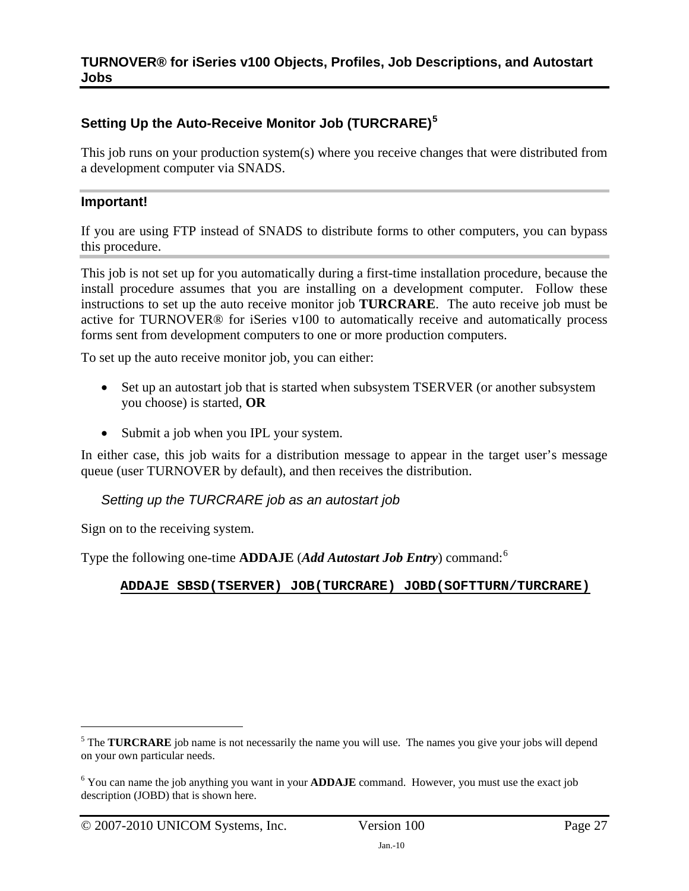## Setting Up the Auto-Receive Monitor Job (TURCRARE)[5]

This job runs on your production system(s) where you receive changes that were distributed from a development computer via SNADS.

### Important!

If you are using FTP instead of SNADS to distribute forms to other computers, you can bypass this procedure.

This job is not set up for you automatically during a first-time installation procedure, because the install procedure assumes that you are installing on a development computer. Follow these instructions to set up the auto receive monitor job **TURCRARE**. The auto receive job must be active for TURNOVER® for iSeries v100 to automatically receive and automatically process forms sent from development computers to one or more production computers.

To set up the auto receive monitor job, you can either:

- Set up an autostart job that is started when subsystem TSERVER (or another subsystem you choose) is started, **OR**
- Submit a job when you IPL your system.

In either case, this job waits for a distribution message to appear in the target user's message queue (user TURNOVER by default), and then receives the distribution.

*Setting up the TURCRARE job as an autostart job*

Sign on to the receiving system.

Type the following one-time **ADDAJE** (***Add Autostart Job Entry***) command:[6]

```
ADDAJE SBSD(TSERVER) JOB(TURCRARE) JOBD(SOFTTURN/TURCRARE)
```

---

[5] The **TURCRARE** job name is not necessarily the name you will use. The names you give your jobs will depend on your own particular needs.

[6] You can name the job anything you want in your **ADDAJE** command. However, you must use the exact job description (JOBD) that is shown here.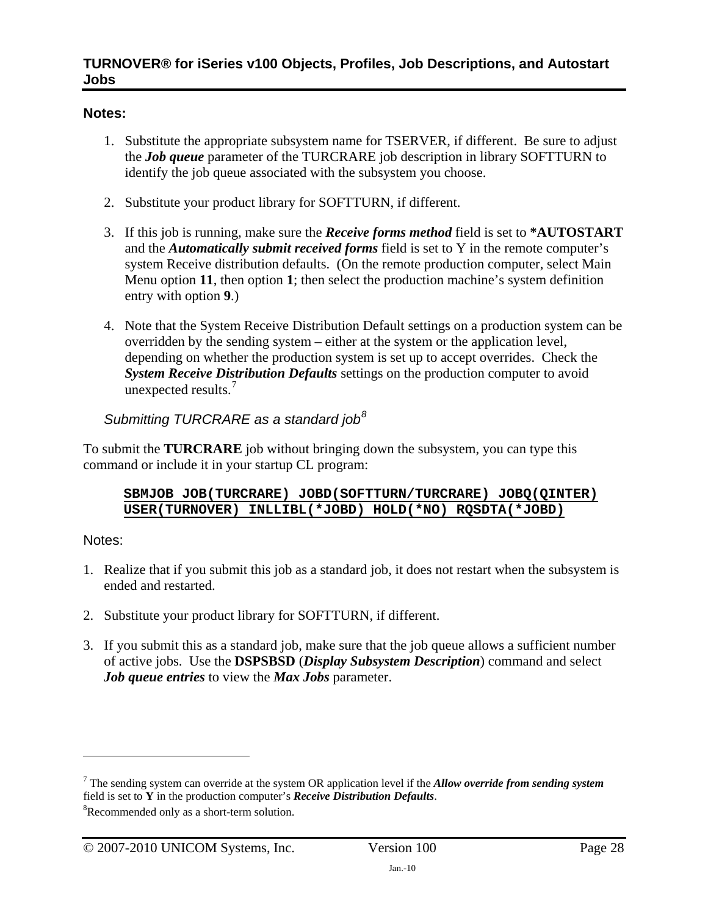**Notes:**

1. Substitute the appropriate subsystem name for TSERVER, if different. Be sure to adjust the ***Job queue*** parameter of the TURCRARE job description in library SOFTTURN to identify the job queue associated with the subsystem you choose.

2. Substitute your product library for SOFTTURN, if different.

3. If this job is running, make sure the ***Receive forms method*** field is set to **\*AUTOSTART** and the ***Automatically submit received forms*** field is set to Y in the remote computer's system Receive distribution defaults. (On the remote production computer, select Main Menu option **11**, then option **1**; then select the production machine's system definition entry with option **9**.)

4. Note that the System Receive Distribution Default settings on a production system can be overridden by the sending system – either at the system or the application level, depending on whether the production system is set up to accept overrides. Check the ***System Receive Distribution Defaults*** settings on the production computer to avoid unexpected results.[7]

### *Submitting TURCRARE as a standard job*[8]

To submit the **TURCRARE** job without bringing down the subsystem, you can type this command or include it in your startup CL program:

```
SBMJOB JOB(TURCRARE) JOBD(SOFTTURN/TURCRARE) JOBQ(QINTER)
USER(TURNOVER) INLLIBL(*JOBD) HOLD(*NO) RQSDTA(*JOBD)
```

Notes:

1. Realize that if you submit this job as a standard job, it does not restart when the subsystem is ended and restarted.

2. Substitute your product library for SOFTTURN, if different.

3. If you submit this as a standard job, make sure that the job queue allows a sufficient number of active jobs. Use the **DSPSBSD** (***Display Subsystem Description***) command and select ***Job queue entries*** to view the ***Max Jobs*** parameter.

---

[7] The sending system can override at the system OR application level if the ***Allow override from sending system*** field is set to **Y** in the production computer's ***Receive Distribution Defaults***.

[8] Recommended only as a short-term solution.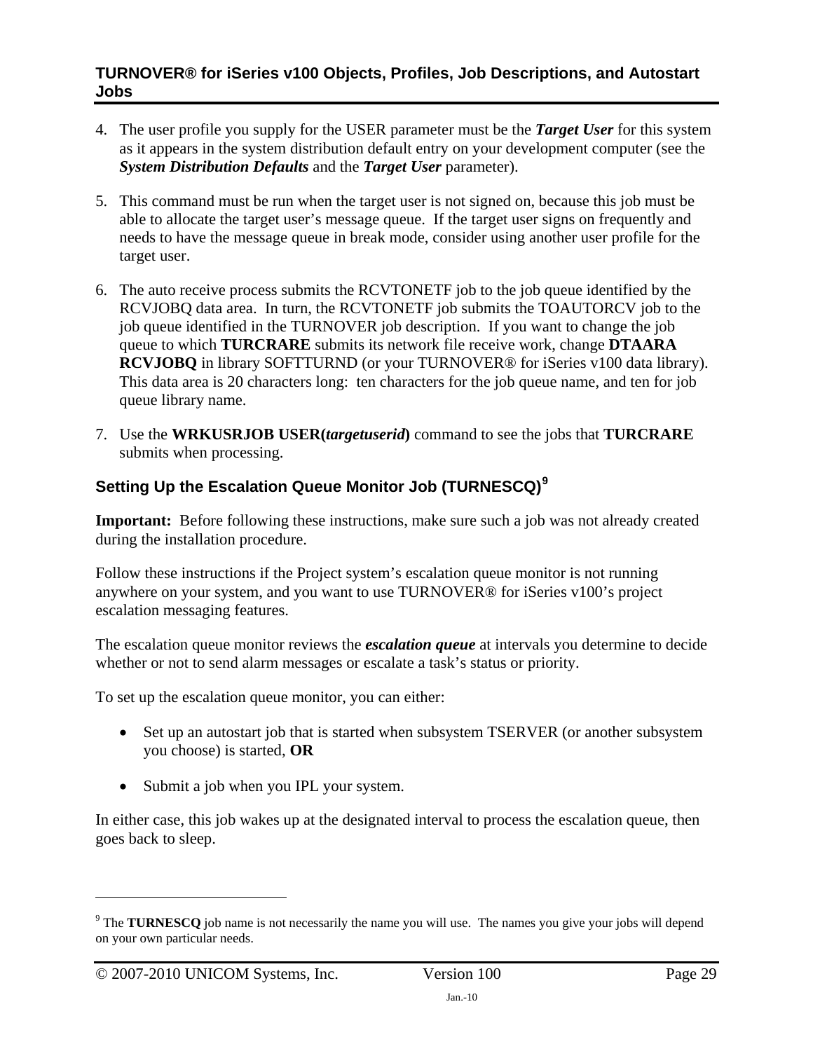4. The user profile you supply for the USER parameter must be the ***Target User*** for this system as it appears in the system distribution default entry on your development computer (see the ***System Distribution Defaults*** and the ***Target User*** parameter).

5. This command must be run when the target user is not signed on, because this job must be able to allocate the target user's message queue. If the target user signs on frequently and needs to have the message queue in break mode, consider using another user profile for the target user.

6. The auto receive process submits the RCVTONETF job to the job queue identified by the RCVJOBQ data area. In turn, the RCVTONETF job submits the TOAUTORCV job to the job queue identified in the TURNOVER job description. If you want to change the job queue to which **TURCRARE** submits its network file receive work, change **DTAARA RCVJOBQ** in library SOFTTURND (or your TURNOVER® for iSeries v100 data library). This data area is 20 characters long: ten characters for the job queue name, and ten for job queue library name.

7. Use the **WRKUSRJOB USER(*targetuserid*)** command to see the jobs that **TURCRARE** submits when processing.

### Setting Up the Escalation Queue Monitor Job (TURNESCQ)[9]

**Important:** Before following these instructions, make sure such a job was not already created during the installation procedure.

Follow these instructions if the Project system's escalation queue monitor is not running anywhere on your system, and you want to use TURNOVER® for iSeries v100's project escalation messaging features.

The escalation queue monitor reviews the ***escalation queue*** at intervals you determine to decide whether or not to send alarm messages or escalate a task's status or priority.

To set up the escalation queue monitor, you can either:

- Set up an autostart job that is started when subsystem TSERVER (or another subsystem you choose) is started, **OR**

- Submit a job when you IPL your system.

In either case, this job wakes up at the designated interval to process the escalation queue, then goes back to sleep.

---

[9] The **TURNESCQ** job name is not necessarily the name you will use. The names you give your jobs will depend on your own particular needs.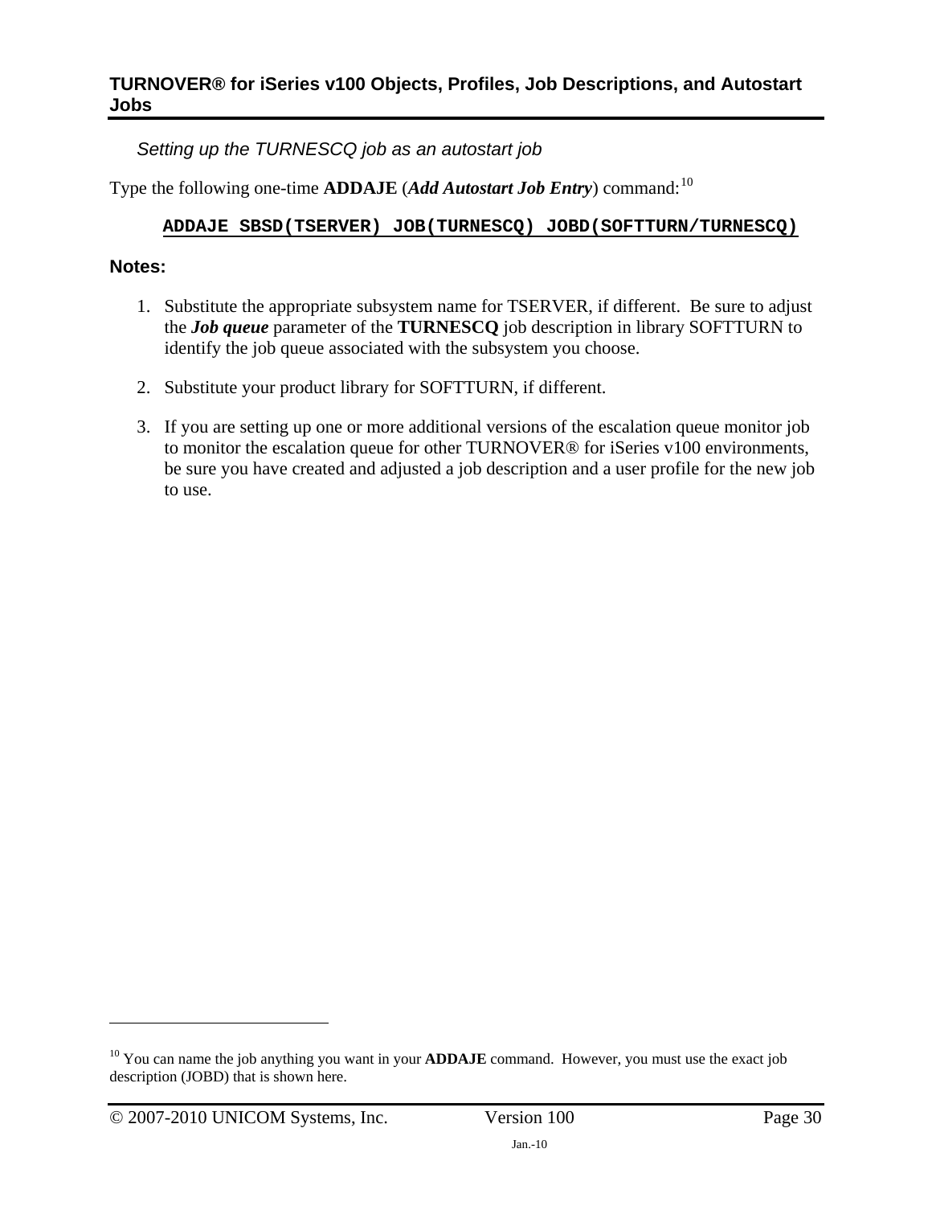*Setting up the TURNESCQ job as an autostart job*

Type the following one-time **ADDAJE** (***Add Autostart Job Entry***) command:[10]

```
ADDAJE SBSD(TSERVER) JOB(TURNESCQ) JOBD(SOFTTURN/TURNESCQ)
```

**Notes:**

1. Substitute the appropriate subsystem name for TSERVER, if different. Be sure to adjust the ***Job queue*** parameter of the **TURNESCQ** job description in library SOFTTURN to identify the job queue associated with the subsystem you choose.

2. Substitute your product library for SOFTTURN, if different.

3. If you are setting up one or more additional versions of the escalation queue monitor job to monitor the escalation queue for other TURNOVER® for iSeries v100 environments, be sure you have created and adjusted a job description and a user profile for the new job to use.

---

[10] You can name the job anything you want in your **ADDAJE** command. However, you must use the exact job description (JOBD) that is shown here.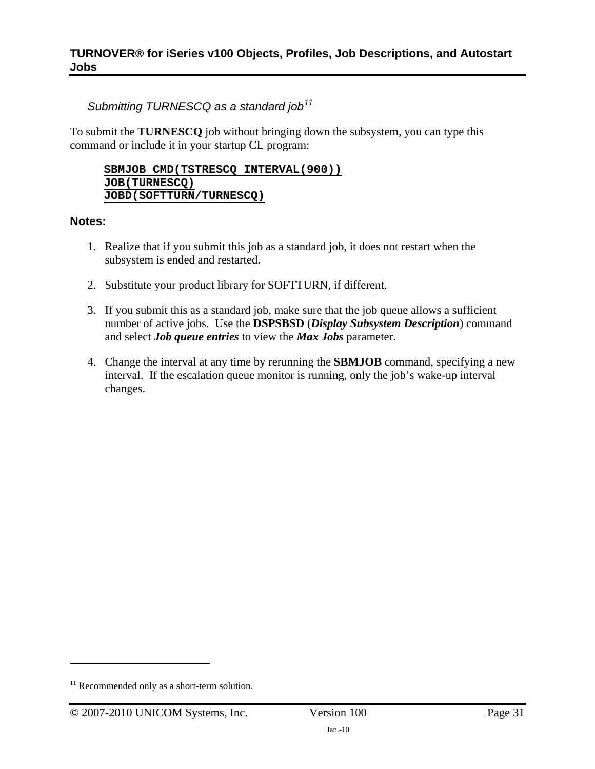*Submitting TURNESCQ as a standard job*[11]

To submit the **TURNESCQ** job without bringing down the subsystem, you can type this command or include it in your startup CL program:

```
SBMJOB CMD(TSTRESCQ INTERVAL(900))
JOB(TURNESCQ)
JOBD(SOFTTURN/TURNESCQ)
```

**Notes:**

1. Realize that if you submit this job as a standard job, it does not restart when the subsystem is ended and restarted.

2. Substitute your product library for SOFTTURN, if different.

3. If you submit this as a standard job, make sure that the job queue allows a sufficient number of active jobs. Use the **DSPSBSD** (***Display Subsystem Description***) command and select ***Job queue entries*** to view the ***Max Jobs*** parameter.

4. Change the interval at any time by rerunning the **SBMJOB** command, specifying a new interval. If the escalation queue monitor is running, only the job's wake-up interval changes.

---

[11] Recommended only as a short-term solution.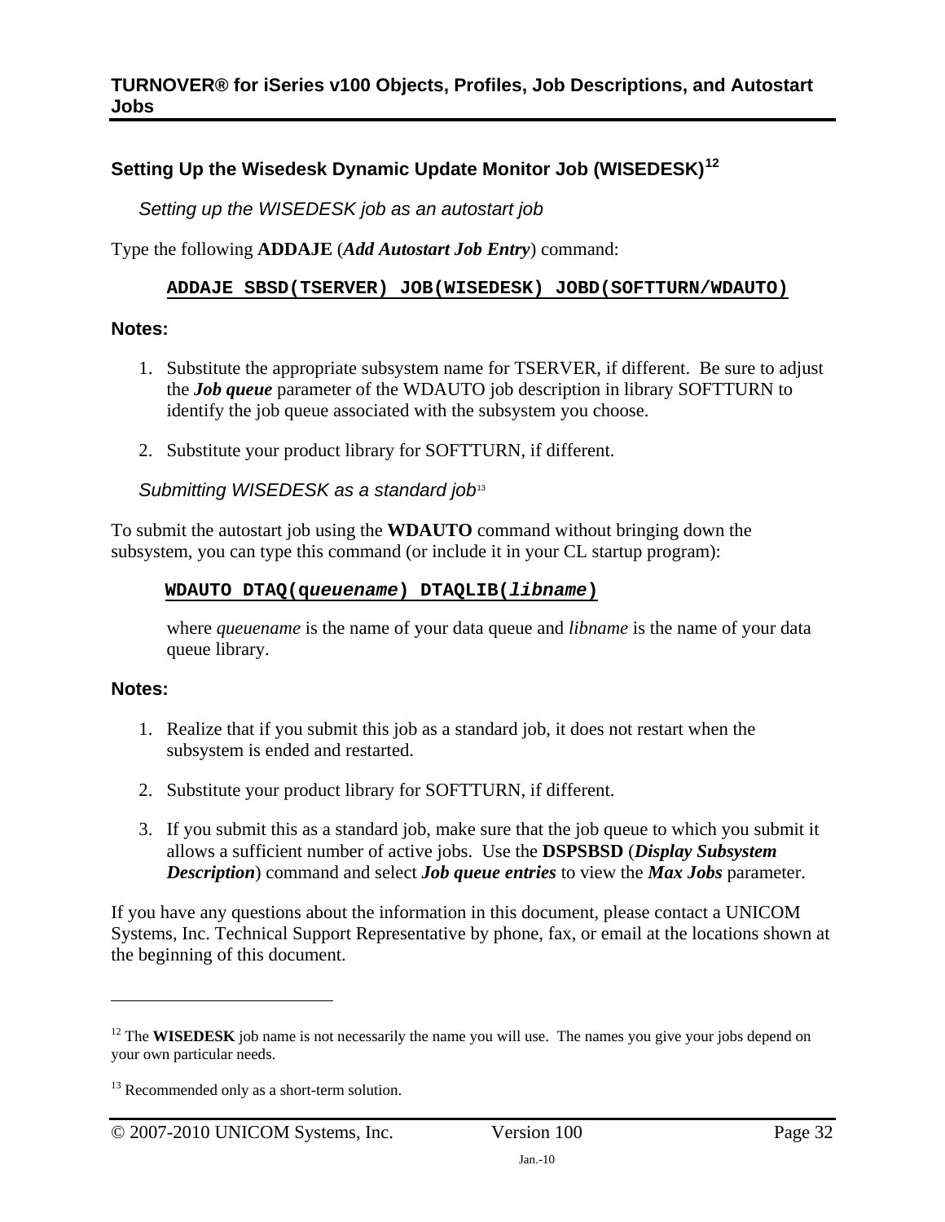## Setting Up the Wisedesk Dynamic Update Monitor Job (WISEDESK)[12]

*Setting up the WISEDESK job as an autostart job*

Type the following **ADDAJE** (***Add Autostart Job Entry***) command:

```
ADDAJE SBSD(TSERVER) JOB(WISEDESK) JOBD(SOFTTURN/WDAUTO)
```

**Notes:**

1. Substitute the appropriate subsystem name for TSERVER, if different. Be sure to adjust the ***Job queue*** parameter of the WDAUTO job description in library SOFTTURN to identify the job queue associated with the subsystem you choose.
2. Substitute your product library for SOFTTURN, if different.

*Submitting WISEDESK as a standard job*[13]

To submit the autostart job using the **WDAUTO** command without bringing down the subsystem, you can type this command (or include it in your CL startup program):

```
WDAUTO DTAQ(queuename) DTAQLIB(libname)
```

where *queuename* is the name of your data queue and *libname* is the name of your data queue library.

**Notes:**

1. Realize that if you submit this job as a standard job, it does not restart when the subsystem is ended and restarted.
2. Substitute your product library for SOFTTURN, if different.
3. If you submit this as a standard job, make sure that the job queue to which you submit it allows a sufficient number of active jobs. Use the **DSPSBSD** (***Display Subsystem Description***) command and select ***Job queue entries*** to view the ***Max Jobs*** parameter.

If you have any questions about the information in this document, please contact a UNICOM Systems, Inc. Technical Support Representative by phone, fax, or email at the locations shown at the beginning of this document.

---

[12] The **WISEDESK** job name is not necessarily the name you will use. The names you give your jobs depend on your own particular needs.

[13] Recommended only as a short-term solution.